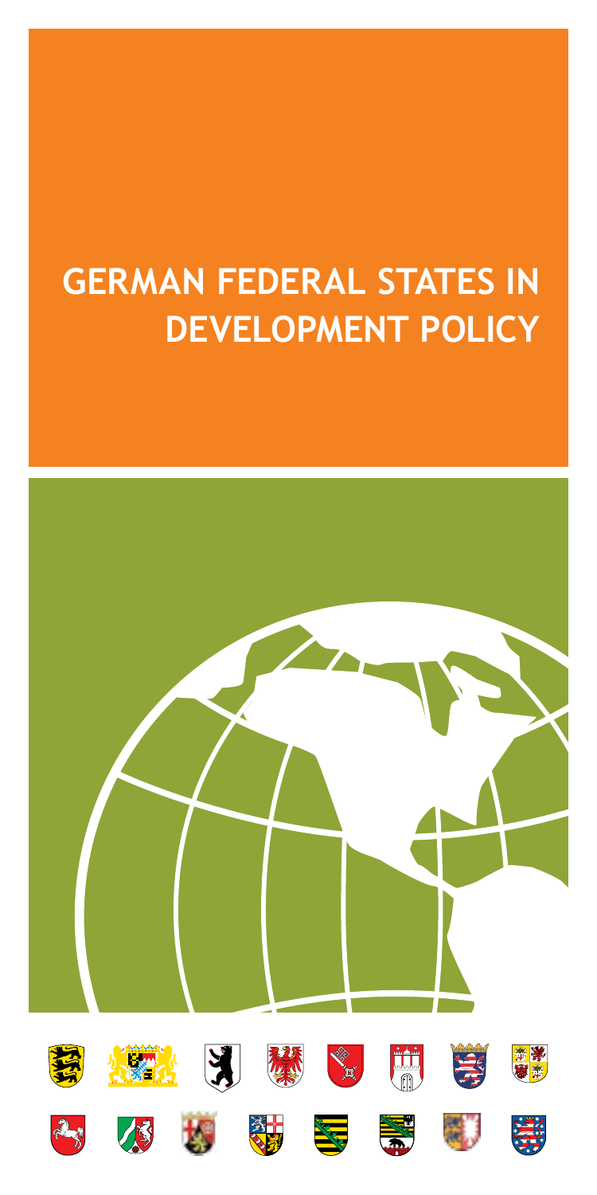# GERMAN FEDERAL STATES IN DEVELOPMENT POLICY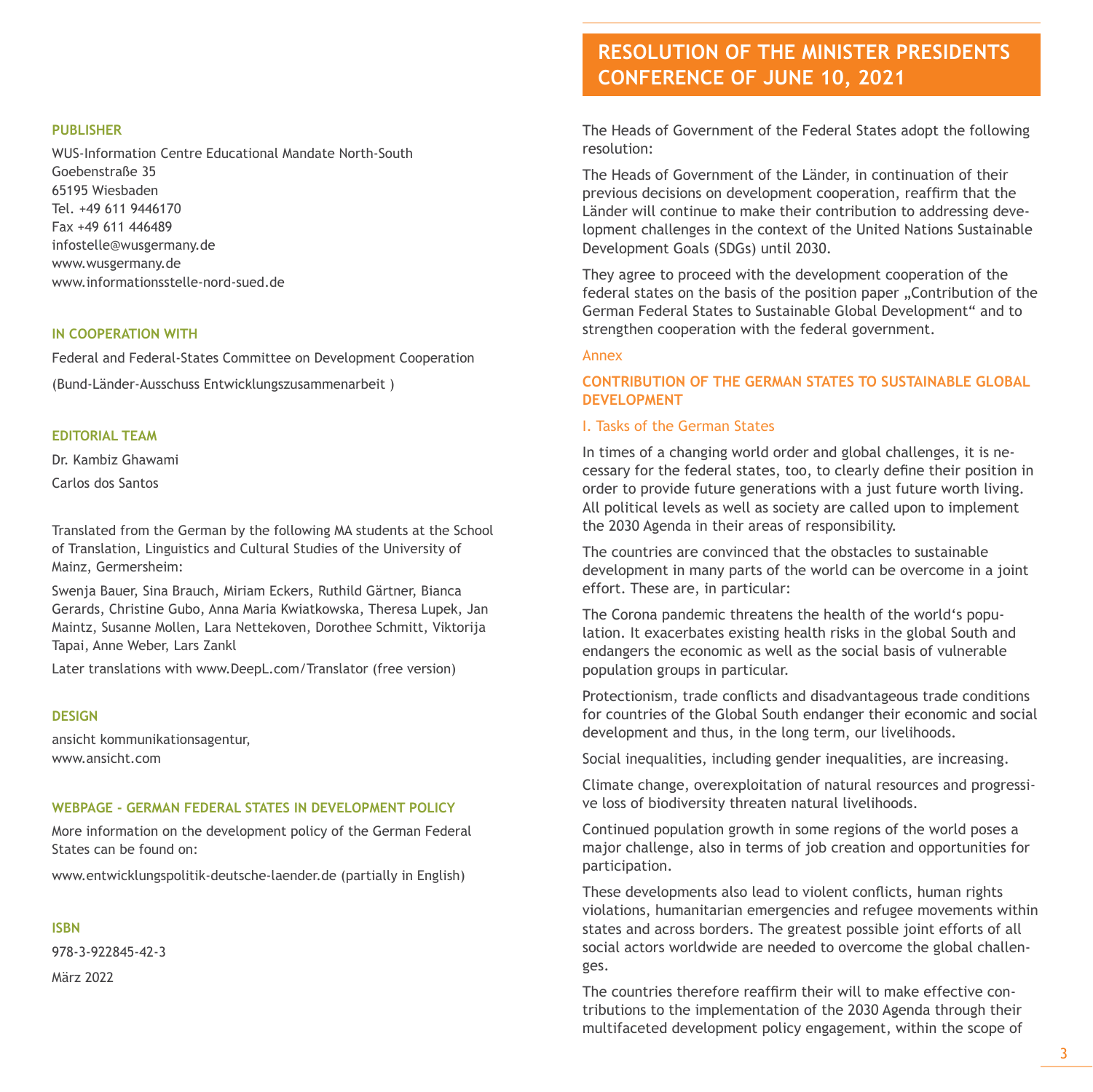**PUBLISHER**

WUS-Information Centre Educational Mandate North-South
Goebenstraße 35
65195 Wiesbaden
Tel. +49 611 9446170
Fax +49 611 446489
infostelle@wusgermany.de
www.wusgermany.de
www.informationsstelle-nord-sued.de

**IN COOPERATION WITH**

Federal and Federal-States Committee on Development Cooperation

(Bund-Länder-Ausschuss Entwicklungszusammenarbeit )

**EDITORIAL TEAM**

Dr. Kambiz Ghawami

Carlos dos Santos

Translated from the German by the following MA students at the School of Translation, Linguistics and Cultural Studies of the University of Mainz, Germersheim:

Swenja Bauer, Sina Brauch, Miriam Eckers, Ruthild Gärtner, Bianca Gerards, Christine Gubo, Anna Maria Kwiatkowska, Theresa Lupek, Jan Maintz, Susanne Mollen, Lara Nettekoven, Dorothee Schmitt, Viktorija Tapai, Anne Weber, Lars Zankl

Later translations with www.DeepL.com/Translator (free version)

**DESIGN**

ansicht kommunikationsagentur,
www.ansicht.com

**WEBPAGE - GERMAN FEDERAL STATES IN DEVELOPMENT POLICY**

More information on the development policy of the German Federal States can be found on:

www.entwicklungspolitik-deutsche-laender.de (partially in English)

**ISBN**

978-3-922845-42-3

März 2022

# RESOLUTION OF THE MINISTER PRESIDENTS CONFERENCE OF JUNE 10, 2021

The Heads of Government of the Federal States adopt the following resolution:

The Heads of Government of the Länder, in continuation of their previous decisions on development cooperation, reaffirm that the Länder will continue to make their contribution to addressing development challenges in the context of the United Nations Sustainable Development Goals (SDGs) until 2030.

They agree to proceed with the development cooperation of the federal states on the basis of the position paper „Contribution of the German Federal States to Sustainable Global Development" and to strengthen cooperation with the federal government.

Annex

## CONTRIBUTION OF THE GERMAN STATES TO SUSTAINABLE GLOBAL DEVELOPMENT

### I. Tasks of the German States

In times of a changing world order and global challenges, it is necessary for the federal states, too, to clearly define their position in order to provide future generations with a just future worth living. All political levels as well as society are called upon to implement the 2030 Agenda in their areas of responsibility.

The countries are convinced that the obstacles to sustainable development in many parts of the world can be overcome in a joint effort. These are, in particular:

The Corona pandemic threatens the health of the world's population. It exacerbates existing health risks in the global South and endangers the economic as well as the social basis of vulnerable population groups in particular.

Protectionism, trade conflicts and disadvantageous trade conditions for countries of the Global South endanger their economic and social development and thus, in the long term, our livelihoods.

Social inequalities, including gender inequalities, are increasing.

Climate change, overexploitation of natural resources and progressive loss of biodiversity threaten natural livelihoods.

Continued population growth in some regions of the world poses a major challenge, also in terms of job creation and opportunities for participation.

These developments also lead to violent conflicts, human rights violations, humanitarian emergencies and refugee movements within states and across borders. The greatest possible joint efforts of all social actors worldwide are needed to overcome the global challenges.

The countries therefore reaffirm their will to make effective contributions to the implementation of the 2030 Agenda through their multifaceted development policy engagement, within the scope of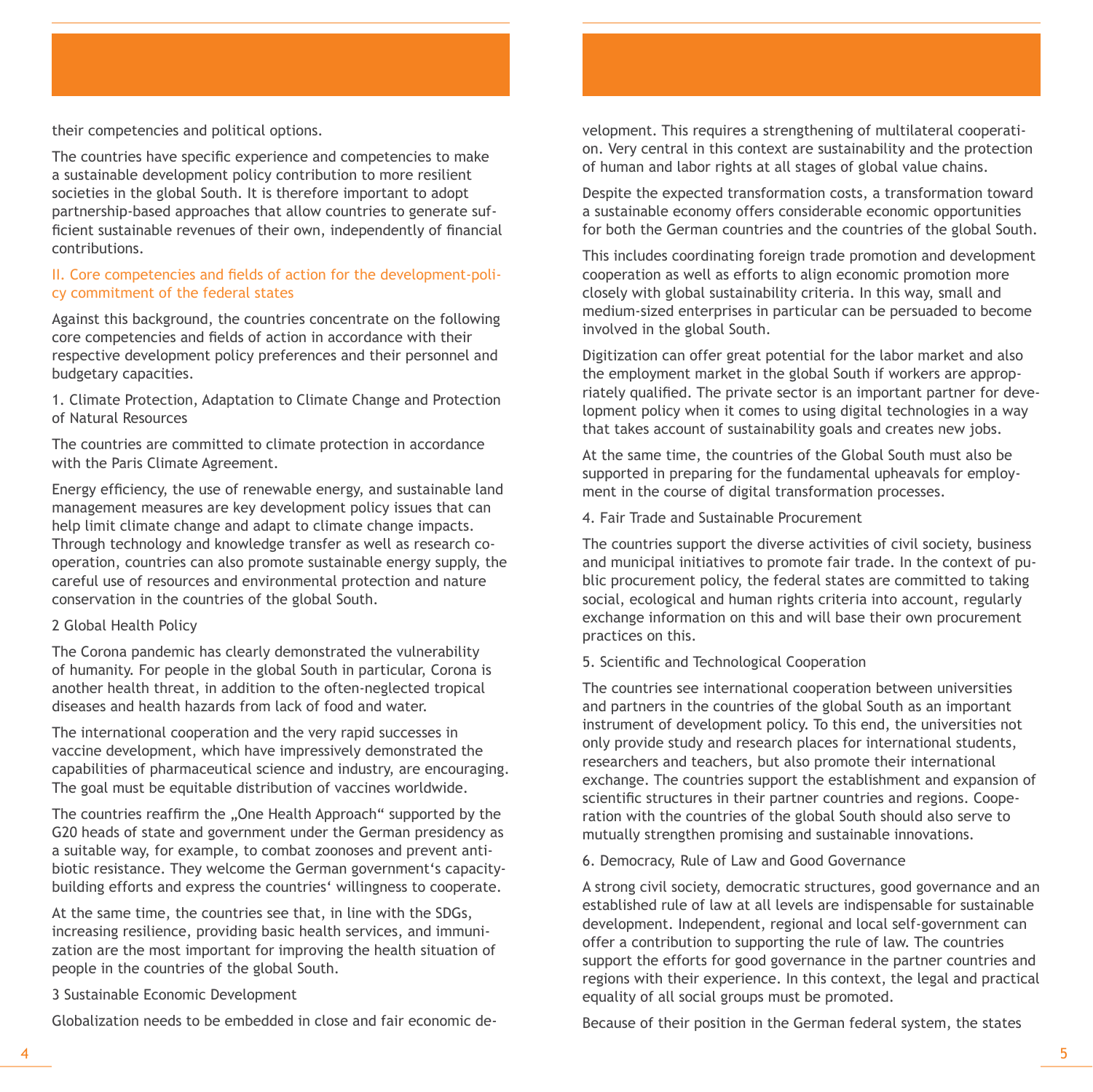their competencies and political options.

The countries have specific experience and competencies to make a sustainable development policy contribution to more resilient societies in the global South. It is therefore important to adopt partnership-based approaches that allow countries to generate sufficient sustainable revenues of their own, independently of financial contributions.

## II. Core competencies and fields of action for the development-policy commitment of the federal states

Against this background, the countries concentrate on the following core competencies and fields of action in accordance with their respective development policy preferences and their personnel and budgetary capacities.

### 1. Climate Protection, Adaptation to Climate Change and Protection of Natural Resources

The countries are committed to climate protection in accordance with the Paris Climate Agreement.

Energy efficiency, the use of renewable energy, and sustainable land management measures are key development policy issues that can help limit climate change and adapt to climate change impacts. Through technology and knowledge transfer as well as research cooperation, countries can also promote sustainable energy supply, the careful use of resources and environmental protection and nature conservation in the countries of the global South.

### 2 Global Health Policy

The Corona pandemic has clearly demonstrated the vulnerability of humanity. For people in the global South in particular, Corona is another health threat, in addition to the often-neglected tropical diseases and health hazards from lack of food and water.

The international cooperation and the very rapid successes in vaccine development, which have impressively demonstrated the capabilities of pharmaceutical science and industry, are encouraging. The goal must be equitable distribution of vaccines worldwide.

The countries reaffirm the „One Health Approach" supported by the G20 heads of state and government under the German presidency as a suitable way, for example, to combat zoonoses and prevent antibiotic resistance. They welcome the German government's capacity-building efforts and express the countries' willingness to cooperate.

At the same time, the countries see that, in line with the SDGs, increasing resilience, providing basic health services, and immunization are the most important for improving the health situation of people in the countries of the global South.

### 3 Sustainable Economic Development

Globalization needs to be embedded in close and fair economic development. This requires a strengthening of multilateral cooperation. Very central in this context are sustainability and the protection of human and labor rights at all stages of global value chains.

Despite the expected transformation costs, a transformation toward a sustainable economy offers considerable economic opportunities for both the German countries and the countries of the global South.

This includes coordinating foreign trade promotion and development cooperation as well as efforts to align economic promotion more closely with global sustainability criteria. In this way, small and medium-sized enterprises in particular can be persuaded to become involved in the global South.

Digitization can offer great potential for the labor market and also the employment market in the global South if workers are appropriately qualified. The private sector is an important partner for development policy when it comes to using digital technologies in a way that takes account of sustainability goals and creates new jobs.

At the same time, the countries of the Global South must also be supported in preparing for the fundamental upheavals for employment in the course of digital transformation processes.

### 4. Fair Trade and Sustainable Procurement

The countries support the diverse activities of civil society, business and municipal initiatives to promote fair trade. In the context of public procurement policy, the federal states are committed to taking social, ecological and human rights criteria into account, regularly exchange information on this and will base their own procurement practices on this.

### 5. Scientific and Technological Cooperation

The countries see international cooperation between universities and partners in the countries of the global South as an important instrument of development policy. To this end, the universities not only provide study and research places for international students, researchers and teachers, but also promote their international exchange. The countries support the establishment and expansion of scientific structures in their partner countries and regions. Cooperation with the countries of the global South should also serve to mutually strengthen promising and sustainable innovations.

### 6. Democracy, Rule of Law and Good Governance

A strong civil society, democratic structures, good governance and an established rule of law at all levels are indispensable for sustainable development. Independent, regional and local self-government can offer a contribution to supporting the rule of law. The countries support the efforts for good governance in the partner countries and regions with their experience. In this context, the legal and practical equality of all social groups must be promoted.

Because of their position in the German federal system, the states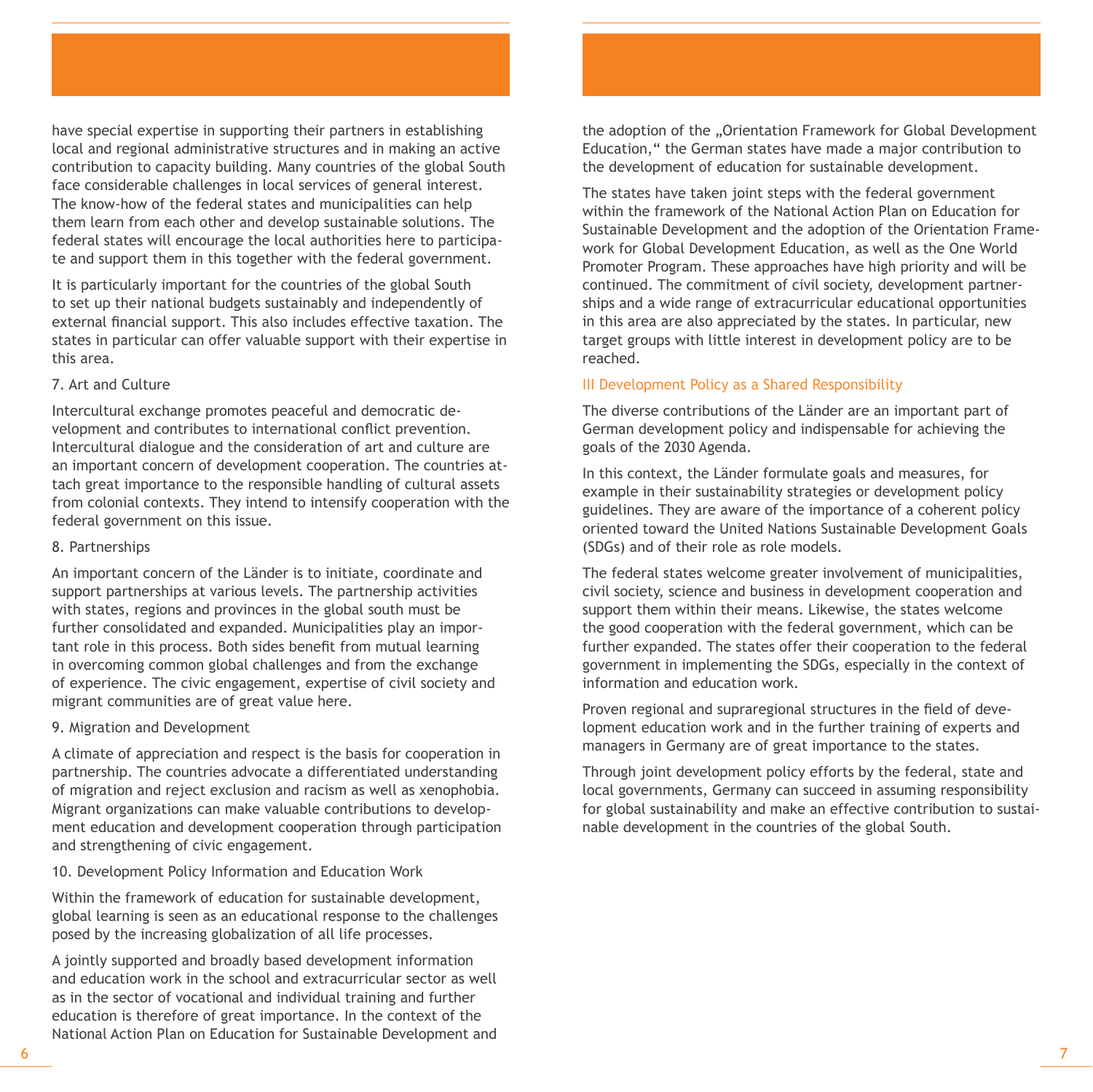have special expertise in supporting their partners in establishing local and regional administrative structures and in making an active contribution to capacity building. Many countries of the global South face considerable challenges in local services of general interest. The know-how of the federal states and municipalities can help them learn from each other and develop sustainable solutions. The federal states will encourage the local authorities here to participate and support them in this together with the federal government.

It is particularly important for the countries of the global South to set up their national budgets sustainably and independently of external financial support. This also includes effective taxation. The states in particular can offer valuable support with their expertise in this area.

### 7. Art and Culture

Intercultural exchange promotes peaceful and democratic development and contributes to international conflict prevention. Intercultural dialogue and the consideration of art and culture are an important concern of development cooperation. The countries attach great importance to the responsible handling of cultural assets from colonial contexts. They intend to intensify cooperation with the federal government on this issue.

### 8. Partnerships

An important concern of the Länder is to initiate, coordinate and support partnerships at various levels. The partnership activities with states, regions and provinces in the global south must be further consolidated and expanded. Municipalities play an important role in this process. Both sides benefit from mutual learning in overcoming common global challenges and from the exchange of experience. The civic engagement, expertise of civil society and migrant communities are of great value here.

### 9. Migration and Development

A climate of appreciation and respect is the basis for cooperation in partnership. The countries advocate a differentiated understanding of migration and reject exclusion and racism as well as xenophobia. Migrant organizations can make valuable contributions to development education and development cooperation through participation and strengthening of civic engagement.

### 10. Development Policy Information and Education Work

Within the framework of education for sustainable development, global learning is seen as an educational response to the challenges posed by the increasing globalization of all life processes.

A jointly supported and broadly based development information and education work in the school and extracurricular sector as well as in the sector of vocational and individual training and further education is therefore of great importance. In the context of the National Action Plan on Education for Sustainable Development and the adoption of the „Orientation Framework for Global Development Education," the German states have made a major contribution to the development of education for sustainable development.

The states have taken joint steps with the federal government within the framework of the National Action Plan on Education for Sustainable Development and the adoption of the Orientation Framework for Global Development Education, as well as the One World Promoter Program. These approaches have high priority and will be continued. The commitment of civil society, development partnerships and a wide range of extracurricular educational opportunities in this area are also appreciated by the states. In particular, new target groups with little interest in development policy are to be reached.

## III Development Policy as a Shared Responsibility

The diverse contributions of the Länder are an important part of German development policy and indispensable for achieving the goals of the 2030 Agenda.

In this context, the Länder formulate goals and measures, for example in their sustainability strategies or development policy guidelines. They are aware of the importance of a coherent policy oriented toward the United Nations Sustainable Development Goals (SDGs) and of their role as role models.

The federal states welcome greater involvement of municipalities, civil society, science and business in development cooperation and support them within their means. Likewise, the states welcome the good cooperation with the federal government, which can be further expanded. The states offer their cooperation to the federal government in implementing the SDGs, especially in the context of information and education work.

Proven regional and supraregional structures in the field of development education work and in the further training of experts and managers in Germany are of great importance to the states.

Through joint development policy efforts by the federal, state and local governments, Germany can succeed in assuming responsibility for global sustainability and make an effective contribution to sustainable development in the countries of the global South.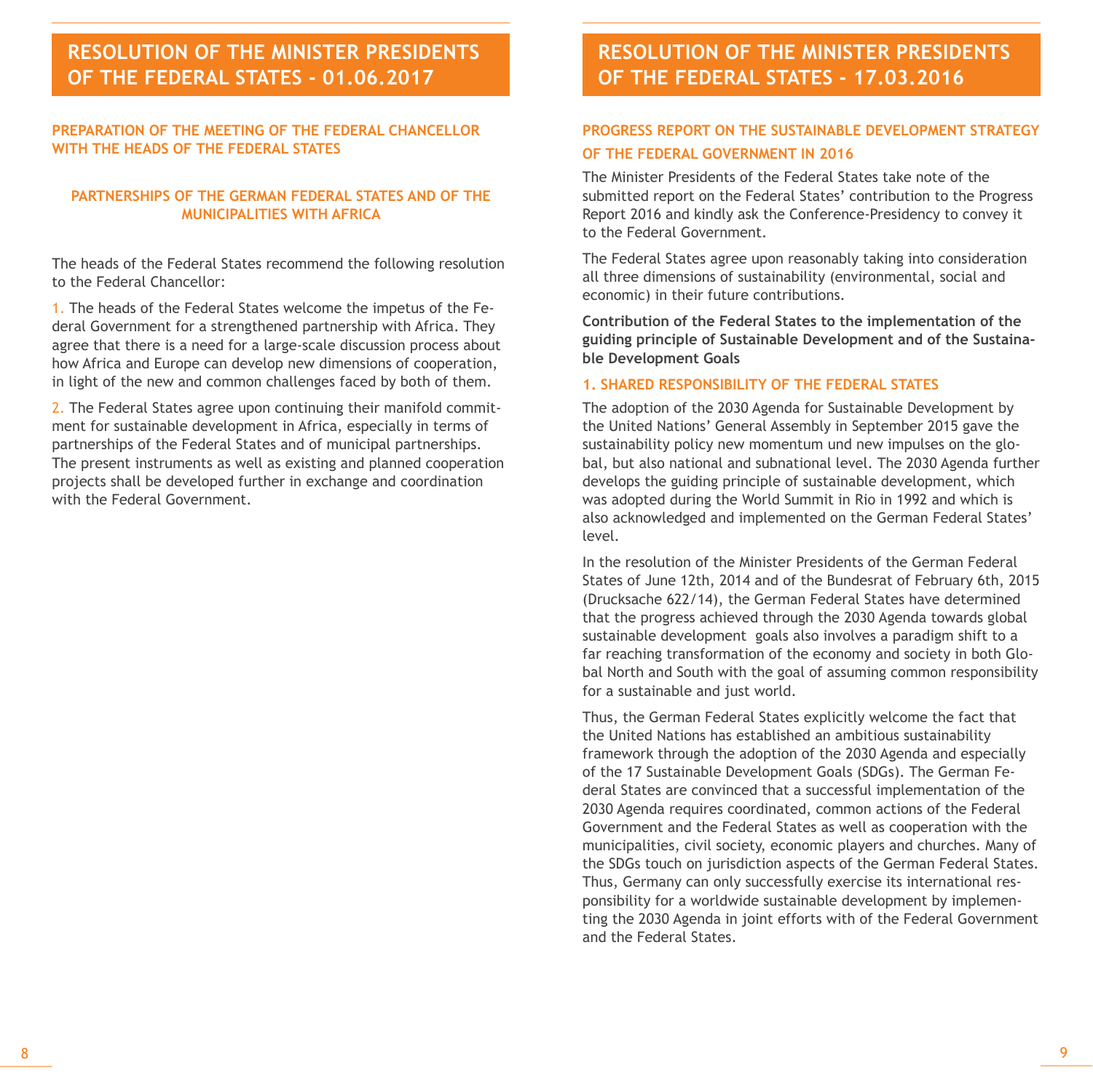# RESOLUTION OF THE MINISTER PRESIDENTS OF THE FEDERAL STATES - 01.06.2017

## PREPARATION OF THE MEETING OF THE FEDERAL CHANCELLOR WITH THE HEADS OF THE FEDERAL STATES

### PARTNERSHIPS OF THE GERMAN FEDERAL STATES AND OF THE MUNICIPALITIES WITH AFRICA

The heads of the Federal States recommend the following resolution to the Federal Chancellor:

1. The heads of the Federal States welcome the impetus of the Federal Government for a strengthened partnership with Africa. They agree that there is a need for a large-scale discussion process about how Africa and Europe can develop new dimensions of cooperation, in light of the new and common challenges faced by both of them.

2. The Federal States agree upon continuing their manifold commitment for sustainable development in Africa, especially in terms of partnerships of the Federal States and of municipal partnerships. The present instruments as well as existing and planned cooperation projects shall be developed further in exchange and coordination with the Federal Government.

# RESOLUTION OF THE MINISTER PRESIDENTS OF THE FEDERAL STATES - 17.03.2016

## PROGRESS REPORT ON THE SUSTAINABLE DEVELOPMENT STRATEGY OF THE FEDERAL GOVERNMENT IN 2016

The Minister Presidents of the Federal States take note of the submitted report on the Federal States' contribution to the Progress Report 2016 and kindly ask the Conference-Presidency to convey it to the Federal Government.

The Federal States agree upon reasonably taking into consideration all three dimensions of sustainability (environmental, social and economic) in their future contributions.

**Contribution of the Federal States to the implementation of the guiding principle of Sustainable Development and of the Sustainable Development Goals**

### 1. SHARED RESPONSIBILITY OF THE FEDERAL STATES

The adoption of the 2030 Agenda for Sustainable Development by the United Nations' General Assembly in September 2015 gave the sustainability policy new momentum und new impulses on the global, but also national and subnational level. The 2030 Agenda further develops the guiding principle of sustainable development, which was adopted during the World Summit in Rio in 1992 and which is also acknowledged and implemented on the German Federal States' level.

In the resolution of the Minister Presidents of the German Federal States of June 12th, 2014 and of the Bundesrat of February 6th, 2015 (Drucksache 622/14), the German Federal States have determined that the progress achieved through the 2030 Agenda towards global sustainable development goals also involves a paradigm shift to a far reaching transformation of the economy and society in both Global North and South with the goal of assuming common responsibility for a sustainable and just world.

Thus, the German Federal States explicitly welcome the fact that the United Nations has established an ambitious sustainability framework through the adoption of the 2030 Agenda and especially of the 17 Sustainable Development Goals (SDGs). The German Federal States are convinced that a successful implementation of the 2030 Agenda requires coordinated, common actions of the Federal Government and the Federal States as well as cooperation with the municipalities, civil society, economic players and churches. Many of the SDGs touch on jurisdiction aspects of the German Federal States. Thus, Germany can only successfully exercise its international responsibility for a worldwide sustainable development by implementing the 2030 Agenda in joint efforts with of the Federal Government and the Federal States.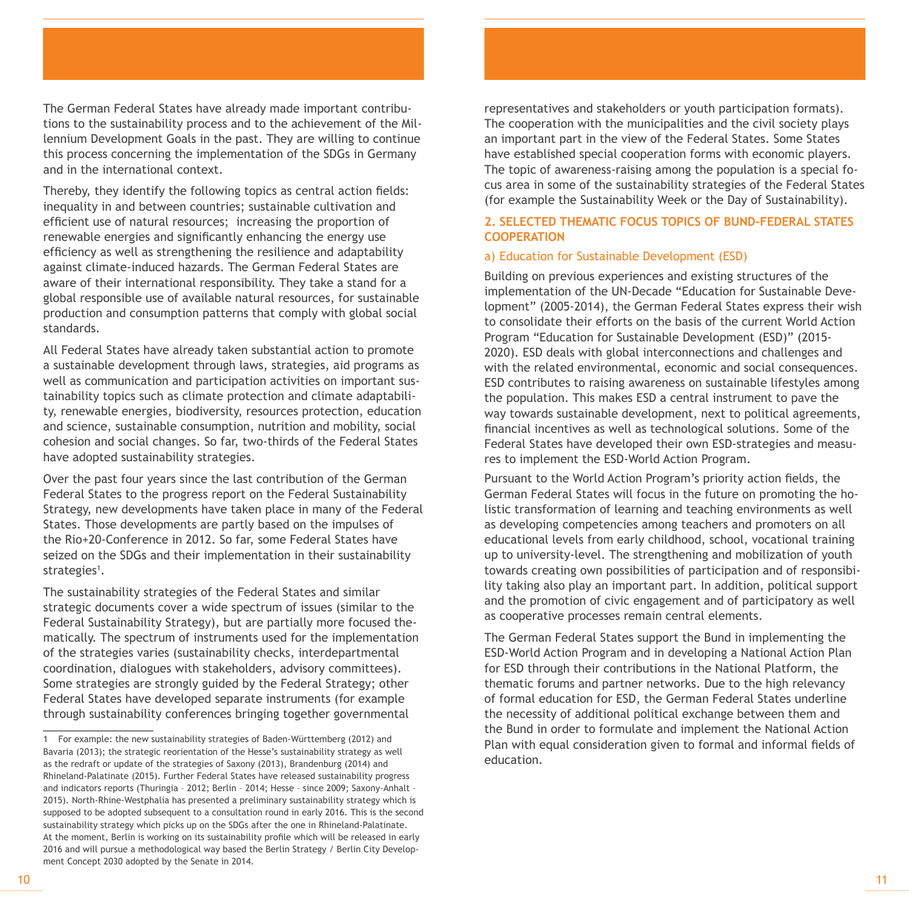The German Federal States have already made important contributions to the sustainability process and to the achievement of the Millennium Development Goals in the past. They are willing to continue this process concerning the implementation of the SDGs in Germany and in the international context.

Thereby, they identify the following topics as central action fields: inequality in and between countries; sustainable cultivation and efficient use of natural resources; increasing the proportion of renewable energies and significantly enhancing the energy use efficiency as well as strengthening the resilience and adaptability against climate-induced hazards. The German Federal States are aware of their international responsibility. They take a stand for a global responsible use of available natural resources, for sustainable production and consumption patterns that comply with global social standards.

All Federal States have already taken substantial action to promote a sustainable development through laws, strategies, aid programs as well as communication and participation activities on important sustainability topics such as climate protection and climate adaptability, renewable energies, biodiversity, resources protection, education and science, sustainable consumption, nutrition and mobility, social cohesion and social changes. So far, two-thirds of the Federal States have adopted sustainability strategies.

Over the past four years since the last contribution of the German Federal States to the progress report on the Federal Sustainability Strategy, new developments have taken place in many of the Federal States. Those developments are partly based on the impulses of the Rio+20-Conference in 2012. So far, some Federal States have seized on the SDGs and their implementation in their sustainability strategies[1].

The sustainability strategies of the Federal States and similar strategic documents cover a wide spectrum of issues (similar to the Federal Sustainability Strategy), but are partially more focused thematically. The spectrum of instruments used for the implementation of the strategies varies (sustainability checks, interdepartmental coordination, dialogues with stakeholders, advisory committees). Some strategies are strongly guided by the Federal Strategy; other Federal States have developed separate instruments (for example through sustainability conferences bringing together governmental representatives and stakeholders or youth participation formats). The cooperation with the municipalities and the civil society plays an important part in the view of the Federal States. Some States have established special cooperation forms with economic players. The topic of awareness-raising among the population is a special focus area in some of the sustainability strategies of the Federal States (for example the Sustainability Week or the Day of Sustainability).

## 2. SELECTED THEMATIC FOCUS TOPICS OF BUND-FEDERAL STATES COOPERATION

### a) Education for Sustainable Development (ESD)

Building on previous experiences and existing structures of the implementation of the UN-Decade "Education for Sustainable Development" (2005-2014), the German Federal States express their wish to consolidate their efforts on the basis of the current World Action Program "Education for Sustainable Development (ESD)" (2015-2020). ESD deals with global interconnections and challenges and with the related environmental, economic and social consequences. ESD contributes to raising awareness on sustainable lifestyles among the population. This makes ESD a central instrument to pave the way towards sustainable development, next to political agreements, financial incentives as well as technological solutions. Some of the Federal States have developed their own ESD-strategies and measures to implement the ESD-World Action Program.

Pursuant to the World Action Program's priority action fields, the German Federal States will focus in the future on promoting the holistic transformation of learning and teaching environments as well as developing competencies among teachers and promoters on all educational levels from early childhood, school, vocational training up to university-level. The strengthening and mobilization of youth towards creating own possibilities of participation and of responsibility taking also play an important part. In addition, political support and the promotion of civic engagement and of participatory as well as cooperative processes remain central elements.

The German Federal States support the Bund in implementing the ESD-World Action Program and in developing a National Action Plan for ESD through their contributions in the National Platform, the thematic forums and partner networks. Due to the high relevancy of formal education for ESD, the German Federal States underline the necessity of additional political exchange between them and the Bund in order to formulate and implement the National Action Plan with equal consideration given to formal and informal fields of education.

---

[1] For example: the new sustainability strategies of Baden-Württemberg (2012) and Bavaria (2013); the strategic reorientation of the Hesse's sustainability strategy as well as the redraft or update of the strategies of Saxony (2013), Brandenburg (2014) and Rhineland-Palatinate (2015). Further Federal States have released sustainability progress and indicators reports (Thuringia – 2012; Berlin – 2014; Hesse – since 2009; Saxony-Anhalt – 2015). North-Rhine-Westphalia has presented a preliminary sustainability strategy which is supposed to be adopted subsequent to a consultation round in early 2016. This is the second sustainability strategy which picks up on the SDGs after the one in Rhineland-Palatinate. At the moment, Berlin is working on its sustainability profile which will be released in early 2016 and will pursue a methodological way based the Berlin Strategy / Berlin City Development Concept 2030 adopted by the Senate in 2014.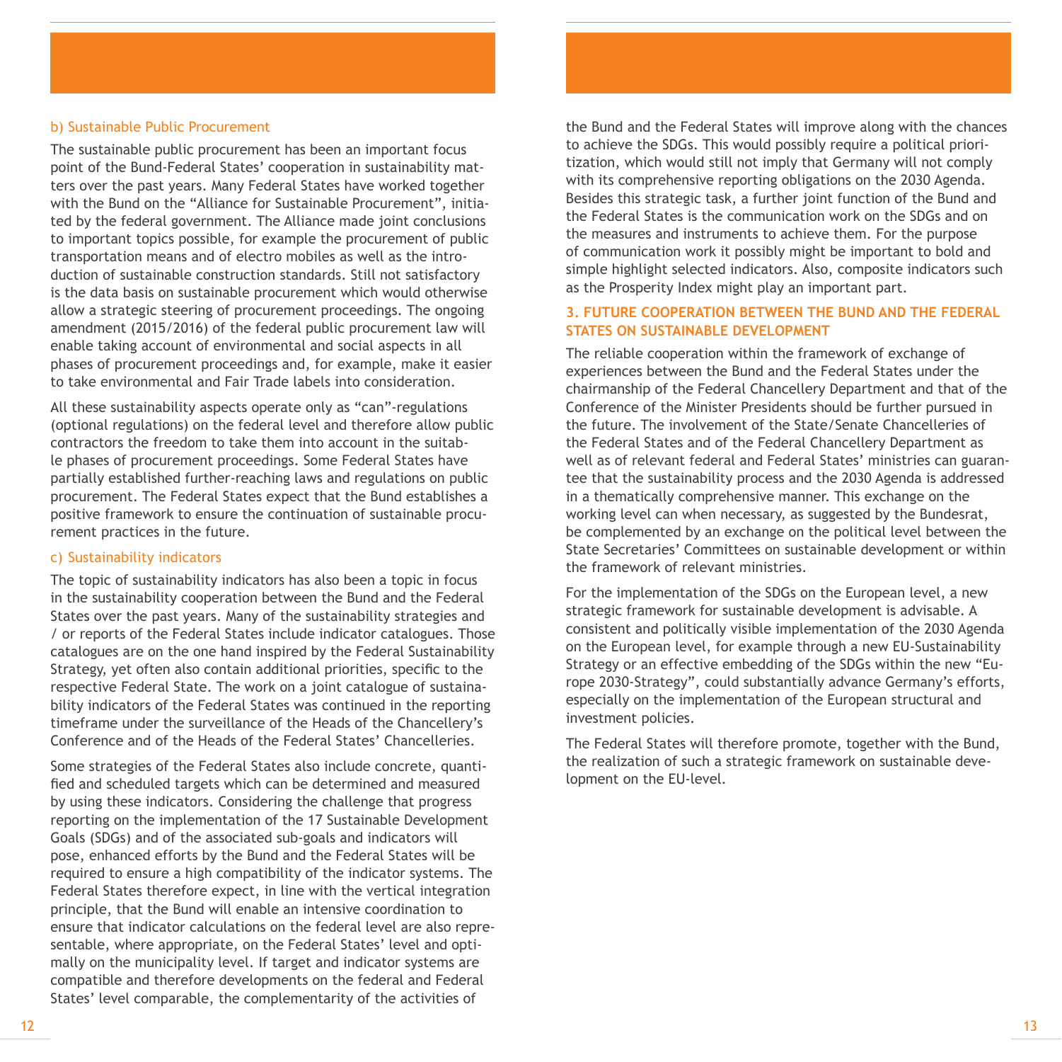### b) Sustainable Public Procurement

The sustainable public procurement has been an important focus point of the Bund-Federal States' cooperation in sustainability matters over the past years. Many Federal States have worked together with the Bund on the "Alliance for Sustainable Procurement", initiated by the federal government. The Alliance made joint conclusions to important topics possible, for example the procurement of public transportation means and of electro mobiles as well as the introduction of sustainable construction standards. Still not satisfactory is the data basis on sustainable procurement which would otherwise allow a strategic steering of procurement proceedings. The ongoing amendment (2015/2016) of the federal public procurement law will enable taking account of environmental and social aspects in all phases of procurement proceedings and, for example, make it easier to take environmental and Fair Trade labels into consideration.

All these sustainability aspects operate only as "can"-regulations (optional regulations) on the federal level and therefore allow public contractors the freedom to take them into account in the suitable phases of procurement proceedings. Some Federal States have partially established further-reaching laws and regulations on public procurement. The Federal States expect that the Bund establishes a positive framework to ensure the continuation of sustainable procurement practices in the future.

### c) Sustainability indicators

The topic of sustainability indicators has also been a topic in focus in the sustainability cooperation between the Bund and the Federal States over the past years. Many of the sustainability strategies and / or reports of the Federal States include indicator catalogues. Those catalogues are on the one hand inspired by the Federal Sustainability Strategy, yet often also contain additional priorities, specific to the respective Federal State. The work on a joint catalogue of sustainability indicators of the Federal States was continued in the reporting timeframe under the surveillance of the Heads of the Chancellery's Conference and of the Heads of the Federal States' Chancelleries.

Some strategies of the Federal States also include concrete, quantified and scheduled targets which can be determined and measured by using these indicators. Considering the challenge that progress reporting on the implementation of the 17 Sustainable Development Goals (SDGs) and of the associated sub-goals and indicators will pose, enhanced efforts by the Bund and the Federal States will be required to ensure a high compatibility of the indicator systems. The Federal States therefore expect, in line with the vertical integration principle, that the Bund will enable an intensive coordination to ensure that indicator calculations on the federal level are also representable, where appropriate, on the Federal States' level and optimally on the municipality level. If target and indicator systems are compatible and therefore developments on the federal and Federal States' level comparable, the complementarity of the activities of the Bund and the Federal States will improve along with the chances to achieve the SDGs. This would possibly require a political prioritization, which would still not imply that Germany will not comply with its comprehensive reporting obligations on the 2030 Agenda. Besides this strategic task, a further joint function of the Bund and the Federal States is the communication work on the SDGs and on the measures and instruments to achieve them. For the purpose of communication work it possibly might be important to bold and simple highlight selected indicators. Also, composite indicators such as the Prosperity Index might play an important part.

## 3. FUTURE COOPERATION BETWEEN THE BUND AND THE FEDERAL STATES ON SUSTAINABLE DEVELOPMENT

The reliable cooperation within the framework of exchange of experiences between the Bund and the Federal States under the chairmanship of the Federal Chancellery Department and that of the Conference of the Minister Presidents should be further pursued in the future. The involvement of the State/Senate Chancelleries of the Federal States and of the Federal Chancellery Department as well as of relevant federal and Federal States' ministries can guarantee that the sustainability process and the 2030 Agenda is addressed in a thematically comprehensive manner. This exchange on the working level can when necessary, as suggested by the Bundesrat, be complemented by an exchange on the political level between the State Secretaries' Committees on sustainable development or within the framework of relevant ministries.

For the implementation of the SDGs on the European level, a new strategic framework for sustainable development is advisable. A consistent and politically visible implementation of the 2030 Agenda on the European level, for example through a new EU-Sustainability Strategy or an effective embedding of the SDGs within the new "Europe 2030-Strategy", could substantially advance Germany's efforts, especially on the implementation of the European structural and investment policies.

The Federal States will therefore promote, together with the Bund, the realization of such a strategic framework on sustainable development on the EU-level.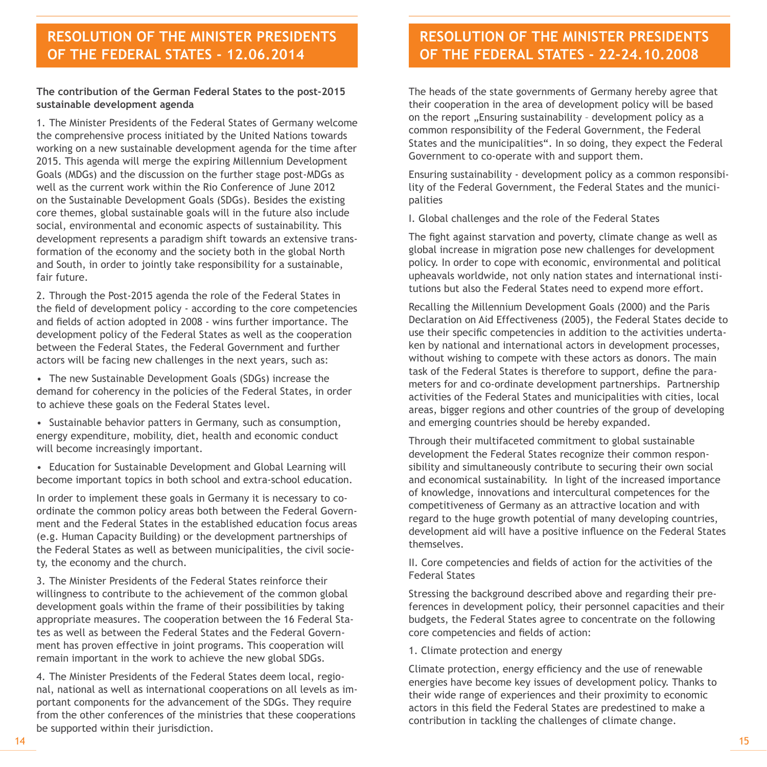# RESOLUTION OF THE MINISTER PRESIDENTS OF THE FEDERAL STATES - 12.06.2014

**The contribution of the German Federal States to the post-2015 sustainable development agenda**

1. The Minister Presidents of the Federal States of Germany welcome the comprehensive process initiated by the United Nations towards working on a new sustainable development agenda for the time after 2015. This agenda will merge the expiring Millennium Development Goals (MDGs) and the discussion on the further stage post-MDGs as well as the current work within the Rio Conference of June 2012 on the Sustainable Development Goals (SDGs). Besides the existing core themes, global sustainable goals will in the future also include social, environmental and economic aspects of sustainability. This development represents a paradigm shift towards an extensive transformation of the economy and the society both in the global North and South, in order to jointly take responsibility for a sustainable, fair future.

2. Through the Post-2015 agenda the role of the Federal States in the field of development policy - according to the core competencies and fields of action adopted in 2008 - wins further importance. The development policy of the Federal States as well as the cooperation between the Federal States, the Federal Government and further actors will be facing new challenges in the next years, such as:

- The new Sustainable Development Goals (SDGs) increase the demand for coherency in the policies of the Federal States, in order to achieve these goals on the Federal States level.
- Sustainable behavior patterns in Germany, such as consumption, energy expenditure, mobility, diet, health and economic conduct will become increasingly important.
- Education for Sustainable Development and Global Learning will become important topics in both school and extra-school education.

In order to implement these goals in Germany it is necessary to co-ordinate the common policy areas both between the Federal Government and the Federal States in the established education focus areas (e.g. Human Capacity Building) or the development partnerships of the Federal States as well as between municipalities, the civil society, the economy and the church.

3. The Minister Presidents of the Federal States reinforce their willingness to contribute to the achievement of the common global development goals within the frame of their possibilities by taking appropriate measures. The cooperation between the 16 Federal States as well as between the Federal States and the Federal Government has proven effective in joint programs. This cooperation will remain important in the work to achieve the new global SDGs.

4. The Minister Presidents of the Federal States deem local, regional, national as well as international cooperations on all levels as important components for the advancement of the SDGs. They require from the other conferences of the ministries that these cooperations be supported within their jurisdiction.

# RESOLUTION OF THE MINISTER PRESIDENTS OF THE FEDERAL STATES - 22-24.10.2008

The heads of the state governments of Germany hereby agree that their cooperation in the area of development policy will be based on the report „Ensuring sustainability – development policy as a common responsibility of the Federal Government, the Federal States and the municipalities". In so doing, they expect the Federal Government to co-operate with and support them.

Ensuring sustainability - development policy as a common responsibility of the Federal Government, the Federal States and the municipalities

I. Global challenges and the role of the Federal States

The fight against starvation and poverty, climate change as well as global increase in migration pose new challenges for development policy. In order to cope with economic, environmental and political upheavals worldwide, not only nation states and international institutions but also the Federal States need to expend more effort.

Recalling the Millennium Development Goals (2000) and the Paris Declaration on Aid Effectiveness (2005), the Federal States decide to use their specific competencies in addition to the activities undertaken by national and international actors in development processes, without wishing to compete with these actors as donors. The main task of the Federal States is therefore to support, define the parameters for and co-ordinate development partnerships. Partnership activities of the Federal States and municipalities with cities, local areas, bigger regions and other countries of the group of developing and emerging countries should be hereby expanded.

Through their multifaceted commitment to global sustainable development the Federal States recognize their common responsibility and simultaneously contribute to securing their own social and economical sustainability. In light of the increased importance of knowledge, innovations and intercultural competences for the competitiveness of Germany as an attractive location and with regard to the huge growth potential of many developing countries, development aid will have a positive influence on the Federal States themselves.

II. Core competencies and fields of action for the activities of the Federal States

Stressing the background described above and regarding their preferences in development policy, their personnel capacities and their budgets, the Federal States agree to concentrate on the following core competencies and fields of action:

1. Climate protection and energy

Climate protection, energy efficiency and the use of renewable energies have become key issues of development policy. Thanks to their wide range of experiences and their proximity to economic actors in this field the Federal States are predestined to make a contribution in tackling the challenges of climate change.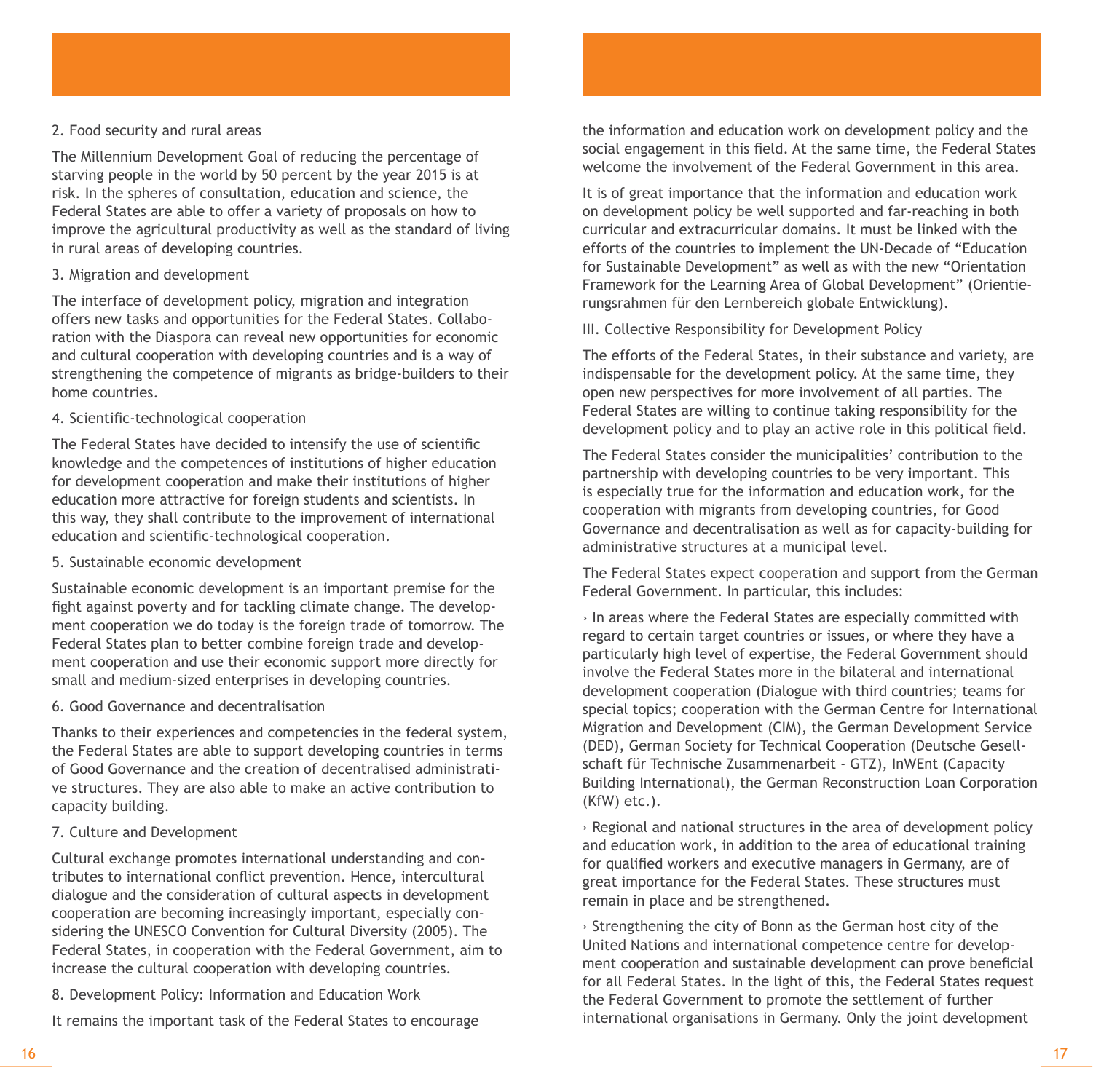### 2. Food security and rural areas

The Millennium Development Goal of reducing the percentage of starving people in the world by 50 percent by the year 2015 is at risk. In the spheres of consultation, education and science, the Federal States are able to offer a variety of proposals on how to improve the agricultural productivity as well as the standard of living in rural areas of developing countries.

### 3. Migration and development

The interface of development policy, migration and integration offers new tasks and opportunities for the Federal States. Collaboration with the Diaspora can reveal new opportunities for economic and cultural cooperation with developing countries and is a way of strengthening the competence of migrants as bridge-builders to their home countries.

### 4. Scientific-technological cooperation

The Federal States have decided to intensify the use of scientific knowledge and the competences of institutions of higher education for development cooperation and make their institutions of higher education more attractive for foreign students and scientists. In this way, they shall contribute to the improvement of international education and scientific-technological cooperation.

### 5. Sustainable economic development

Sustainable economic development is an important premise for the fight against poverty and for tackling climate change. The development cooperation we do today is the foreign trade of tomorrow. The Federal States plan to better combine foreign trade and development cooperation and use their economic support more directly for small and medium-sized enterprises in developing countries.

### 6. Good Governance and decentralisation

Thanks to their experiences and competencies in the federal system, the Federal States are able to support developing countries in terms of Good Governance and the creation of decentralised administrative structures. They are also able to make an active contribution to capacity building.

### 7. Culture and Development

Cultural exchange promotes international understanding and contributes to international conflict prevention. Hence, intercultural dialogue and the consideration of cultural aspects in development cooperation are becoming increasingly important, especially considering the UNESCO Convention for Cultural Diversity (2005). The Federal States, in cooperation with the Federal Government, aim to increase the cultural cooperation with developing countries.

### 8. Development Policy: Information and Education Work

It remains the important task of the Federal States to encourage the information and education work on development policy and the social engagement in this field. At the same time, the Federal States welcome the involvement of the Federal Government in this area.

It is of great importance that the information and education work on development policy be well supported and far-reaching in both curricular and extracurricular domains. It must be linked with the efforts of the countries to implement the UN-Decade of "Education for Sustainable Development" as well as with the new "Orientation Framework for the Learning Area of Global Development" (Orientierungsrahmen für den Lernbereich globale Entwicklung).

## III. Collective Responsibility for Development Policy

The efforts of the Federal States, in their substance and variety, are indispensable for the development policy. At the same time, they open new perspectives for more involvement of all parties. The Federal States are willing to continue taking responsibility for the development policy and to play an active role in this political field.

The Federal States consider the municipalities' contribution to the partnership with developing countries to be very important. This is especially true for the information and education work, for the cooperation with migrants from developing countries, for Good Governance and decentralisation as well as for capacity-building for administrative structures at a municipal level.

The Federal States expect cooperation and support from the German Federal Government. In particular, this includes:

› In areas where the Federal States are especially committed with regard to certain target countries or issues, or where they have a particularly high level of expertise, the Federal Government should involve the Federal States more in the bilateral and international development cooperation (Dialogue with third countries; teams for special topics; cooperation with the German Centre for International Migration and Development (CIM), the German Development Service (DED), German Society for Technical Cooperation (Deutsche Gesellschaft für Technische Zusammenarbeit - GTZ), InWEnt (Capacity Building International), the German Reconstruction Loan Corporation (KfW) etc.).

› Regional and national structures in the area of development policy and education work, in addition to the area of educational training for qualified workers and executive managers in Germany, are of great importance for the Federal States. These structures must remain in place and be strengthened.

› Strengthening the city of Bonn as the German host city of the United Nations and international competence centre for development cooperation and sustainable development can prove beneficial for all Federal States. In the light of this, the Federal States request the Federal Government to promote the settlement of further international organisations in Germany. Only the joint development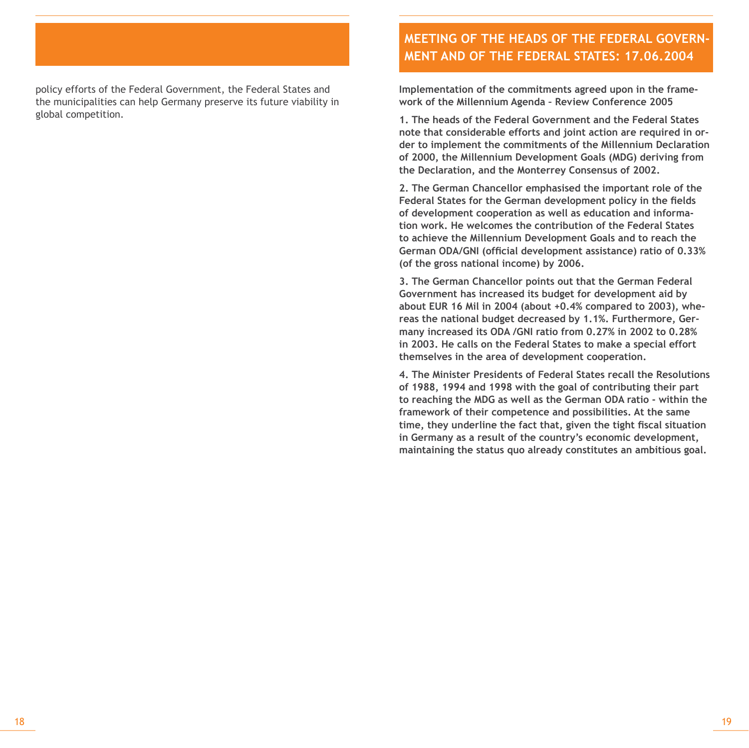policy efforts of the Federal Government, the Federal States and the municipalities can help Germany preserve its future viability in global competition.

## MEETING OF THE HEADS OF THE FEDERAL GOVERNMENT AND OF THE FEDERAL STATES: 17.06.2004

**Implementation of the commitments agreed upon in the framework of the Millennium Agenda – Review Conference 2005**

**1. The heads of the Federal Government and the Federal States note that considerable efforts and joint action are required in order to implement the commitments of the Millennium Declaration of 2000, the Millennium Development Goals (MDG) deriving from the Declaration, and the Monterrey Consensus of 2002.**

**2. The German Chancellor emphasised the important role of the Federal States for the German development policy in the fields of development cooperation as well as education and information work. He welcomes the contribution of the Federal States to achieve the Millennium Development Goals and to reach the German ODA/GNI (official development assistance) ratio of 0.33% (of the gross national income) by 2006.**

**3. The German Chancellor points out that the German Federal Government has increased its budget for development aid by about EUR 16 Mil in 2004 (about +0.4% compared to 2003), whereas the national budget decreased by 1.1%. Furthermore, Germany increased its ODA /GNI ratio from 0.27% in 2002 to 0.28% in 2003. He calls on the Federal States to make a special effort themselves in the area of development cooperation.**

**4. The Minister Presidents of Federal States recall the Resolutions of 1988, 1994 and 1998 with the goal of contributing their part to reaching the MDG as well as the German ODA ratio - within the framework of their competence and possibilities. At the same time, they underline the fact that, given the tight fiscal situation in Germany as a result of the country's economic development, maintaining the status quo already constitutes an ambitious goal.**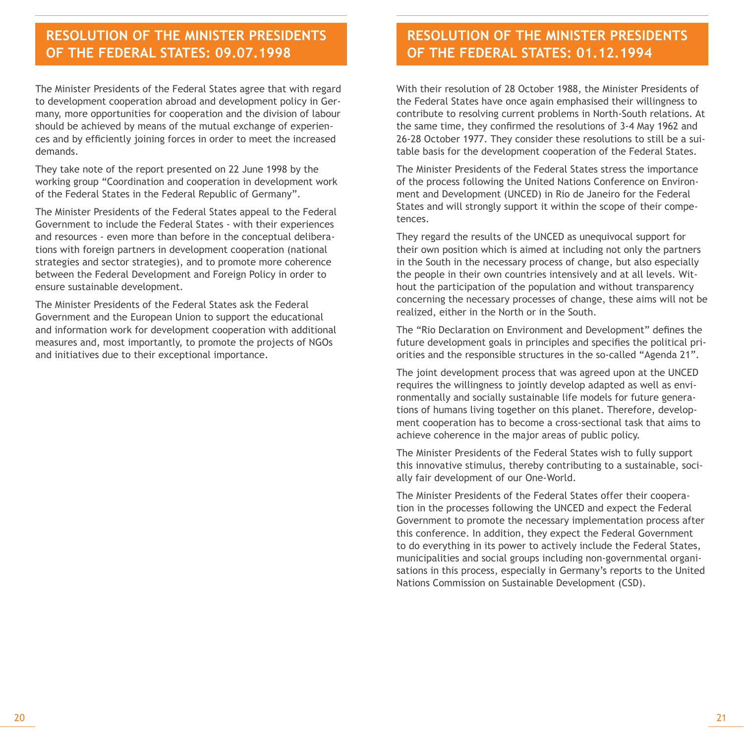## RESOLUTION OF THE MINISTER PRESIDENTS OF THE FEDERAL STATES: 09.07.1998

The Minister Presidents of the Federal States agree that with regard to development cooperation abroad and development policy in Germany, more opportunities for cooperation and the division of labour should be achieved by means of the mutual exchange of experiences and by efficiently joining forces in order to meet the increased demands.

They take note of the report presented on 22 June 1998 by the working group "Coordination and cooperation in development work of the Federal States in the Federal Republic of Germany".

The Minister Presidents of the Federal States appeal to the Federal Government to include the Federal States - with their experiences and resources - even more than before in the conceptual deliberations with foreign partners in development cooperation (national strategies and sector strategies), and to promote more coherence between the Federal Development and Foreign Policy in order to ensure sustainable development.

The Minister Presidents of the Federal States ask the Federal Government and the European Union to support the educational and information work for development cooperation with additional measures and, most importantly, to promote the projects of NGOs and initiatives due to their exceptional importance.

## RESOLUTION OF THE MINISTER PRESIDENTS OF THE FEDERAL STATES: 01.12.1994

With their resolution of 28 October 1988, the Minister Presidents of the Federal States have once again emphasised their willingness to contribute to resolving current problems in North-South relations. At the same time, they confirmed the resolutions of 3-4 May 1962 and 26-28 October 1977. They consider these resolutions to still be a suitable basis for the development cooperation of the Federal States.

The Minister Presidents of the Federal States stress the importance of the process following the United Nations Conference on Environment and Development (UNCED) in Rio de Janeiro for the Federal States and will strongly support it within the scope of their competences.

They regard the results of the UNCED as unequivocal support for their own position which is aimed at including not only the partners in the South in the necessary process of change, but also especially the people in their own countries intensively and at all levels. Without the participation of the population and without transparency concerning the necessary processes of change, these aims will not be realized, either in the North or in the South.

The "Rio Declaration on Environment and Development" defines the future development goals in principles and specifies the political priorities and the responsible structures in the so-called "Agenda 21".

The joint development process that was agreed upon at the UNCED requires the willingness to jointly develop adapted as well as environmentally and socially sustainable life models for future generations of humans living together on this planet. Therefore, development cooperation has to become a cross-sectional task that aims to achieve coherence in the major areas of public policy.

The Minister Presidents of the Federal States wish to fully support this innovative stimulus, thereby contributing to a sustainable, socially fair development of our One-World.

The Minister Presidents of the Federal States offer their cooperation in the processes following the UNCED and expect the Federal Government to promote the necessary implementation process after this conference. In addition, they expect the Federal Government to do everything in its power to actively include the Federal States, municipalities and social groups including non-governmental organisations in this process, especially in Germany's reports to the United Nations Commission on Sustainable Development (CSD).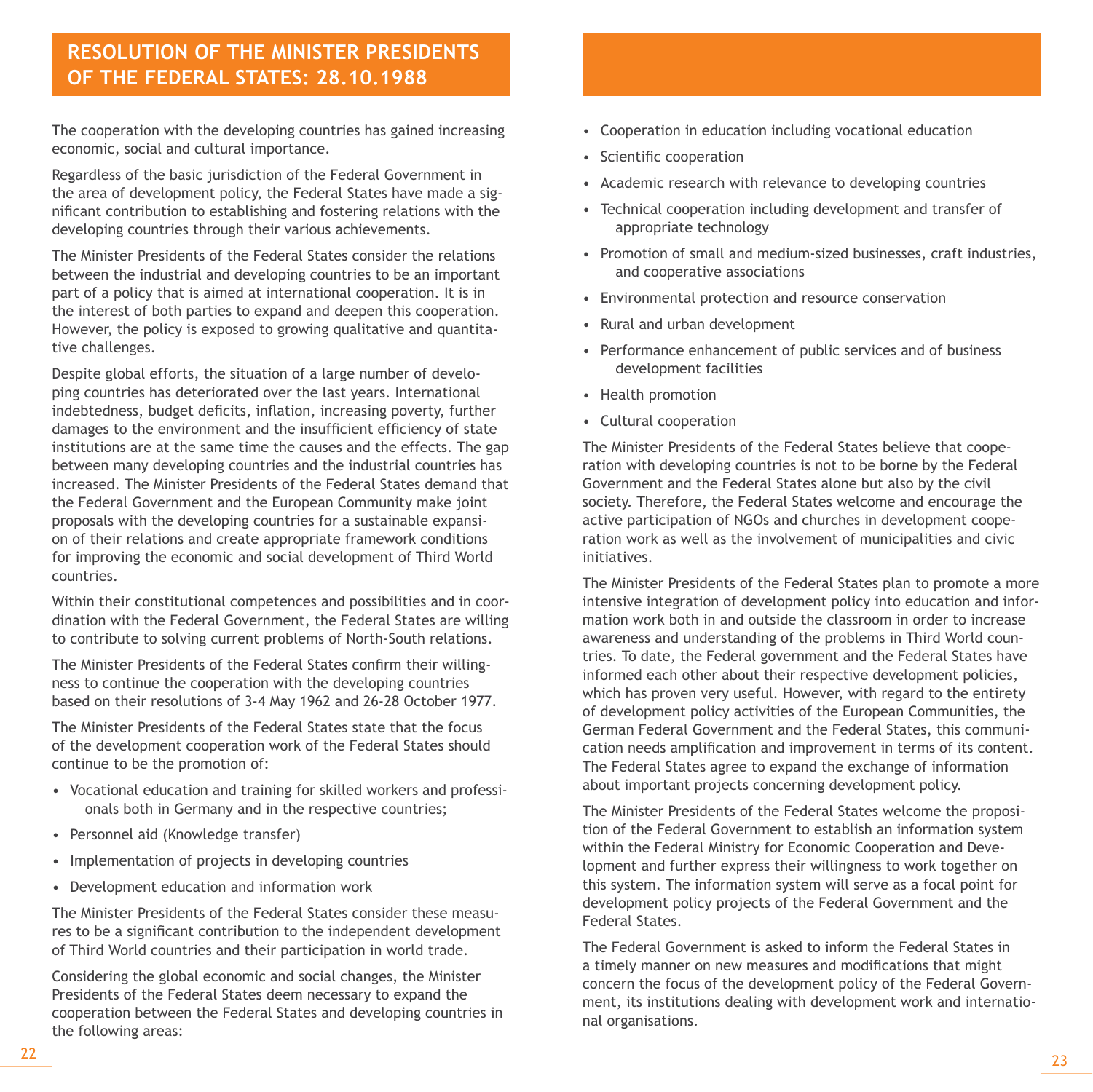## RESOLUTION OF THE MINISTER PRESIDENTS OF THE FEDERAL STATES: 28.10.1988

The cooperation with the developing countries has gained increasing economic, social and cultural importance.

Regardless of the basic jurisdiction of the Federal Government in the area of development policy, the Federal States have made a significant contribution to establishing and fostering relations with the developing countries through their various achievements.

The Minister Presidents of the Federal States consider the relations between the industrial and developing countries to be an important part of a policy that is aimed at international cooperation. It is in the interest of both parties to expand and deepen this cooperation. However, the policy is exposed to growing qualitative and quantitative challenges.

Despite global efforts, the situation of a large number of developing countries has deteriorated over the last years. International indebtedness, budget deficits, inflation, increasing poverty, further damages to the environment and the insufficient efficiency of state institutions are at the same time the causes and the effects. The gap between many developing countries and the industrial countries has increased. The Minister Presidents of the Federal States demand that the Federal Government and the European Community make joint proposals with the developing countries for a sustainable expansion of their relations and create appropriate framework conditions for improving the economic and social development of Third World countries.

Within their constitutional competences and possibilities and in coordination with the Federal Government, the Federal States are willing to contribute to solving current problems of North-South relations.

The Minister Presidents of the Federal States confirm their willingness to continue the cooperation with the developing countries based on their resolutions of 3-4 May 1962 and 26-28 October 1977.

The Minister Presidents of the Federal States state that the focus of the development cooperation work of the Federal States should continue to be the promotion of:

- Vocational education and training for skilled workers and professionals both in Germany and in the respective countries;
- Personnel aid (Knowledge transfer)
- Implementation of projects in developing countries
- Development education and information work

The Minister Presidents of the Federal States consider these measures to be a significant contribution to the independent development of Third World countries and their participation in world trade.

Considering the global economic and social changes, the Minister Presidents of the Federal States deem necessary to expand the cooperation between the Federal States and developing countries in the following areas:

- Cooperation in education including vocational education
- Scientific cooperation
- Academic research with relevance to developing countries
- Technical cooperation including development and transfer of appropriate technology
- Promotion of small and medium-sized businesses, craft industries, and cooperative associations
- Environmental protection and resource conservation
- Rural and urban development
- Performance enhancement of public services and of business development facilities
- Health promotion
- Cultural cooperation

The Minister Presidents of the Federal States believe that cooperation with developing countries is not to be borne by the Federal Government and the Federal States alone but also by the civil society. Therefore, the Federal States welcome and encourage the active participation of NGOs and churches in development cooperation work as well as the involvement of municipalities and civic initiatives.

The Minister Presidents of the Federal States plan to promote a more intensive integration of development policy into education and information work both in and outside the classroom in order to increase awareness and understanding of the problems in Third World countries. To date, the Federal government and the Federal States have informed each other about their respective development policies, which has proven very useful. However, with regard to the entirety of development policy activities of the European Communities, the German Federal Government and the Federal States, this communication needs amplification and improvement in terms of its content. The Federal States agree to expand the exchange of information about important projects concerning development policy.

The Minister Presidents of the Federal States welcome the proposition of the Federal Government to establish an information system within the Federal Ministry for Economic Cooperation and Development and further express their willingness to work together on this system. The information system will serve as a focal point for development policy projects of the Federal Government and the Federal States.

The Federal Government is asked to inform the Federal States in a timely manner on new measures and modifications that might concern the focus of the development policy of the Federal Government, its institutions dealing with development work and international organisations.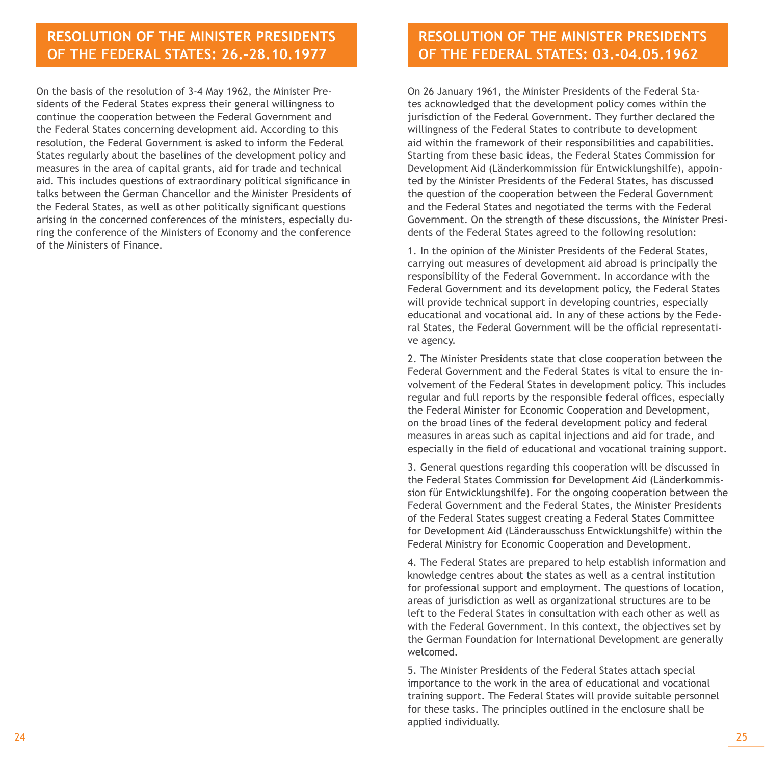## RESOLUTION OF THE MINISTER PRESIDENTS OF THE FEDERAL STATES: 26.-28.10.1977

On the basis of the resolution of 3-4 May 1962, the Minister Presidents of the Federal States express their general willingness to continue the cooperation between the Federal Government and the Federal States concerning development aid. According to this resolution, the Federal Government is asked to inform the Federal States regularly about the baselines of the development policy and measures in the area of capital grants, aid for trade and technical aid. This includes questions of extraordinary political significance in talks between the German Chancellor and the Minister Presidents of the Federal States, as well as other politically significant questions arising in the concerned conferences of the ministers, especially during the conference of the Ministers of Economy and the conference of the Ministers of Finance.

## RESOLUTION OF THE MINISTER PRESIDENTS OF THE FEDERAL STATES: 03.-04.05.1962

On 26 January 1961, the Minister Presidents of the Federal States acknowledged that the development policy comes within the jurisdiction of the Federal Government. They further declared the willingness of the Federal States to contribute to development aid within the framework of their responsibilities and capabilities. Starting from these basic ideas, the Federal States Commission for Development Aid (Länderkommission für Entwicklungshilfe), appointed by the Minister Presidents of the Federal States, has discussed the question of the cooperation between the Federal Government and the Federal States and negotiated the terms with the Federal Government. On the strength of these discussions, the Minister Presidents of the Federal States agreed to the following resolution:

1. In the opinion of the Minister Presidents of the Federal States, carrying out measures of development aid abroad is principally the responsibility of the Federal Government. In accordance with the Federal Government and its development policy, the Federal States will provide technical support in developing countries, especially educational and vocational aid. In any of these actions by the Federal States, the Federal Government will be the official representative agency.

2. The Minister Presidents state that close cooperation between the Federal Government and the Federal States is vital to ensure the involvement of the Federal States in development policy. This includes regular and full reports by the responsible federal offices, especially the Federal Minister for Economic Cooperation and Development, on the broad lines of the federal development policy and federal measures in areas such as capital injections and aid for trade, and especially in the field of educational and vocational training support.

3. General questions regarding this cooperation will be discussed in the Federal States Commission for Development Aid (Länderkommission für Entwicklungshilfe). For the ongoing cooperation between the Federal Government and the Federal States, the Minister Presidents of the Federal States suggest creating a Federal States Committee for Development Aid (Länderausschuss Entwicklungshilfe) within the Federal Ministry for Economic Cooperation and Development.

4. The Federal States are prepared to help establish information and knowledge centres about the states as well as a central institution for professional support and employment. The questions of location, areas of jurisdiction as well as organizational structures are to be left to the Federal States in consultation with each other as well as with the Federal Government. In this context, the objectives set by the German Foundation for International Development are generally welcomed.

5. The Minister Presidents of the Federal States attach special importance to the work in the area of educational and vocational training support. The Federal States will provide suitable personnel for these tasks. The principles outlined in the enclosure shall be applied individually.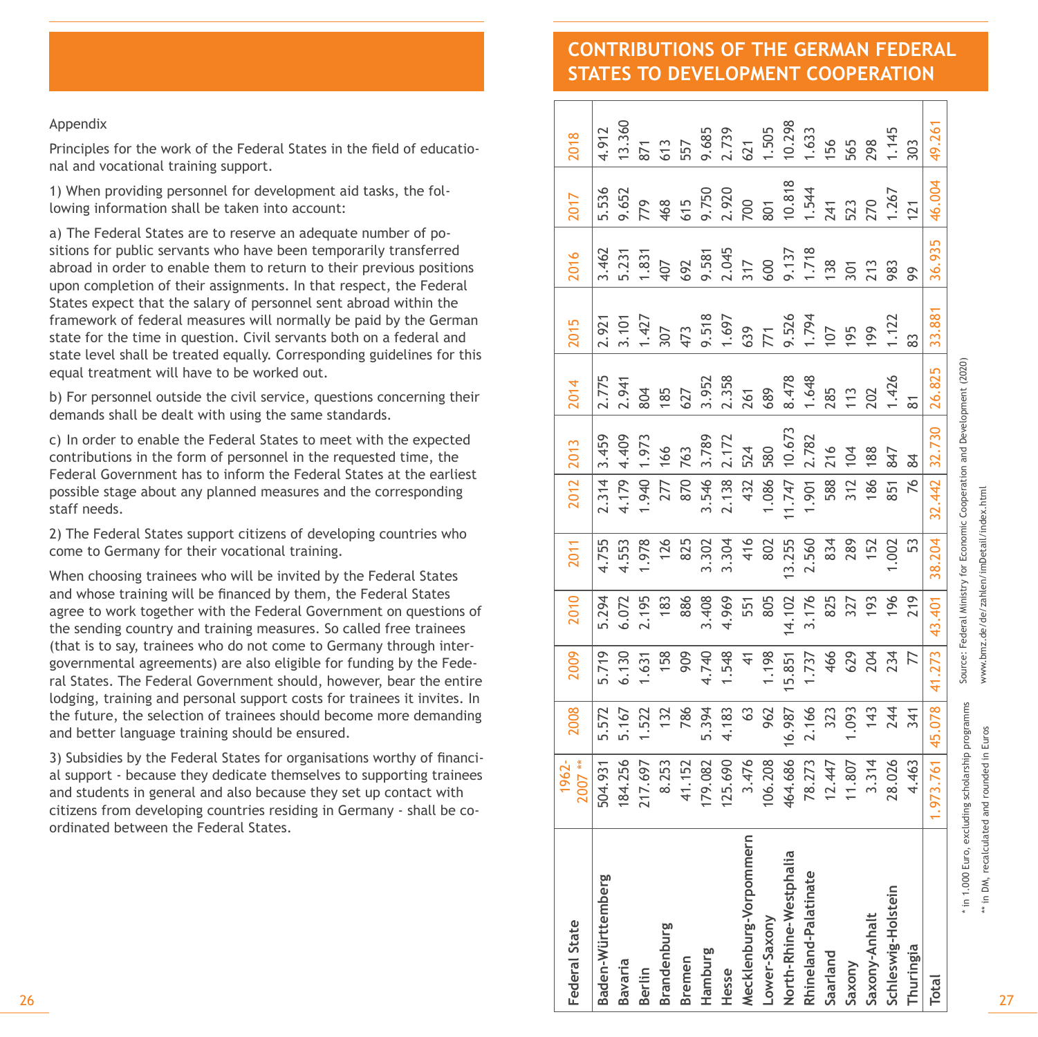Appendix

Principles for the work of the Federal States in the field of educational and vocational training support.

1) When providing personnel for development aid tasks, the following information shall be taken into account:

a) The Federal States are to reserve an adequate number of positions for public servants who have been temporarily transferred abroad in order to enable them to return to their previous positions upon completion of their assignments. In that respect, the Federal States expect that the salary of personnel sent abroad within the framework of federal measures will normally be paid by the German state for the time in question. Civil servants both on a federal and state level shall be treated equally. Corresponding guidelines for this equal treatment will have to be worked out.

b) For personnel outside the civil service, questions concerning their demands shall be dealt with using the same standards.

c) In order to enable the Federal States to meet with the expected contributions in the form of personnel in the requested time, the Federal Government has to inform the Federal States at the earliest possible stage about any planned measures and the corresponding staff needs.

2) The Federal States support citizens of developing countries who come to Germany for their vocational training.

When choosing trainees who will be invited by the Federal States and whose training will be financed by them, the Federal States agree to work together with the Federal Government on questions of the sending country and training measures. So called free trainees (that is to say, trainees who do not come to Germany through intergovernmental agreements) are also eligible for funding by the Federal States. The Federal Government should, however, bear the entire lodging, training and personal support costs for trainees it invites. In the future, the selection of trainees should become more demanding and better language training should be ensured.

3) Subsidies by the Federal States for organisations worthy of financial support - because they dedicate themselves to supporting trainees and students in general and also because they set up contact with citizens from developing countries residing in Germany - shall be coordinated between the Federal States.

## CONTRIBUTIONS OF THE GERMAN FEDERAL STATES TO DEVELOPMENT COOPERATION

| Federal State | 1962-2007 ** | 2008 | 2009 | 2010 | 2011 | 2012 | 2013 | 2014 | 2015 | 2016 | 2017 | 2018 |
|---|---|---|---|---|---|---|---|---|---|---|---|---|
| Baden-Württemberg | 504.931 | 5.572 | 5.719 | 5.294 | 4.755 | 2.314 | 3.459 | 2.775 | 2.921 | 3.462 | 5.536 | 4.912 |
| Bavaria | 184.256 | 5.167 | 6.130 | 6.072 | 4.553 | 4.179 | 4.409 | 2.941 | 3.101 | 5.231 | 9.652 | 13.360 |
| Berlin | 217.697 | 1.522 | 1.631 | 2.195 | 1.978 | 1.940 | 1.973 | 804 | 1.427 | 1.831 | 779 | 871 |
| Brandenburg | 8.253 | 132 | 158 | 183 | 126 | 277 | 166 | 185 | 307 | 407 | 468 | 613 |
| Bremen | 41.152 | 786 | 909 | 886 | 825 | 870 | 763 | 627 | 473 | 692 | 615 | 557 |
| Hamburg | 179.082 | 5.394 | 4.740 | 3.408 | 3.302 | 3.546 | 3.789 | 3.952 | 9.518 | 9.581 | 9.750 | 9.685 |
| Hesse | 125.690 | 4.183 | 1.548 | 4.969 | 3.304 | 2.138 | 2.172 | 2.358 | 1.697 | 2.045 | 2.920 | 2.739 |
| Mecklenburg-Vorpommern | 3.476 | 63 | 41 | 551 | 416 | 432 | 524 | 261 | 639 | 317 | 700 | 621 |
| Lower-Saxony | 106.208 | 962 | 1.198 | 805 | 802 | 1.086 | 580 | 689 | 771 | 600 | 801 | 1.505 |
| North-Rhine-Westphalia | 464.686 | 16.987 | 15.851 | 14.102 | 13.255 | 11.747 | 10.673 | 8.478 | 9.526 | 9.137 | 10.818 | 10.298 |
| Rhineland-Palatinate | 78.273 | 2.166 | 1.737 | 3.176 | 2.560 | 1.901 | 2.782 | 1.648 | 1.794 | 1.718 | 1.544 | 1.633 |
| Saarland | 12.447 | 323 | 466 | 825 | 834 | 588 | 216 | 285 | 107 | 138 | 241 | 156 |
| Saxony | 11.807 | 1.093 | 629 | 327 | 289 | 312 | 104 | 113 | 195 | 301 | 523 | 565 |
| Saxony-Anhalt | 3.314 | 143 | 204 | 193 | 152 | 186 | 188 | 202 | 199 | 213 | 270 | 298 |
| Schleswig-Holstein | 28.026 | 244 | 234 | 196 | 1.002 | 851 | 847 | 1.426 | 1.122 | 983 | 1.267 | 1.145 |
| Thuringia | 4.463 | 341 | 77 | 219 | 53 | 76 | 84 | 81 | 83 | 99 | 121 | 303 |
| Total | 1.973.761 | 45.078 | 41.273 | 43.401 | 38.204 | 32.442 | 32.730 | 26.825 | 33.881 | 36.935 | 46.004 | 49.261 |

\* in 1.000 Euro, excluding scholarship programms

** in DM, recalculated and rounded in Euros

Source: Federal Ministry for Economic Cooperation and Development (2020)

www.bmz.de/de/zahlen/imDetail/index.html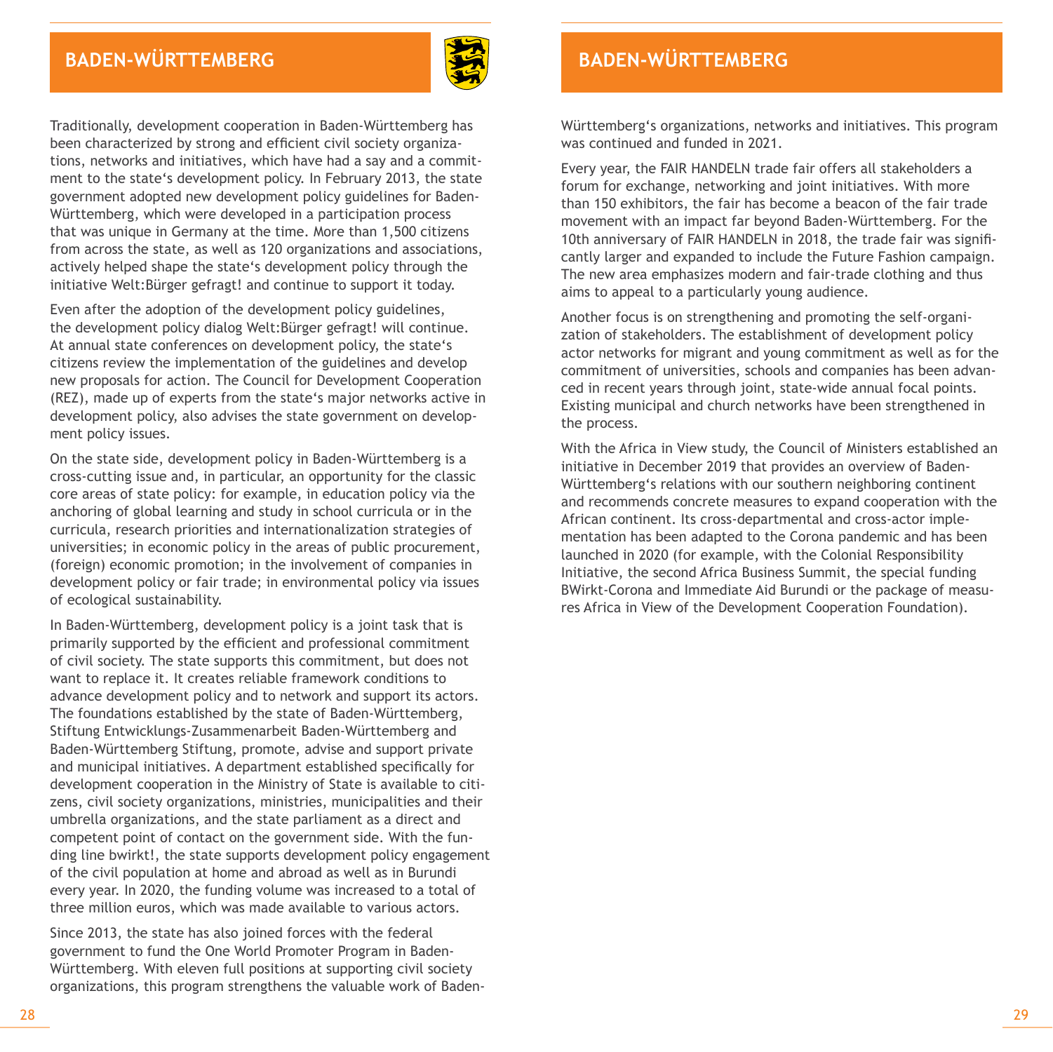# BADEN-WÜRTTEMBERG

Traditionally, development cooperation in Baden-Württemberg has been characterized by strong and efficient civil society organizations, networks and initiatives, which have had a say and a commitment to the state's development policy. In February 2013, the state government adopted new development policy guidelines for Baden-Württemberg, which were developed in a participation process that was unique in Germany at the time. More than 1,500 citizens from across the state, as well as 120 organizations and associations, actively helped shape the state's development policy through the initiative Welt:Bürger gefragt! and continue to support it today.

Even after the adoption of the development policy guidelines, the development policy dialog Welt:Bürger gefragt! will continue. At annual state conferences on development policy, the state's citizens review the implementation of the guidelines and develop new proposals for action. The Council for Development Cooperation (REZ), made up of experts from the state's major networks active in development policy, also advises the state government on development policy issues.

On the state side, development policy in Baden-Württemberg is a cross-cutting issue and, in particular, an opportunity for the classic core areas of state policy: for example, in education policy via the anchoring of global learning and study in school curricula or in the curricula, research priorities and internationalization strategies of universities; in economic policy in the areas of public procurement, (foreign) economic promotion; in the involvement of companies in development policy or fair trade; in environmental policy via issues of ecological sustainability.

In Baden-Württemberg, development policy is a joint task that is primarily supported by the efficient and professional commitment of civil society. The state supports this commitment, but does not want to replace it. It creates reliable framework conditions to advance development policy and to network and support its actors. The foundations established by the state of Baden-Württemberg, Stiftung Entwicklungs-Zusammenarbeit Baden-Württemberg and Baden-Württemberg Stiftung, promote, advise and support private and municipal initiatives. A department established specifically for development cooperation in the Ministry of State is available to citizens, civil society organizations, ministries, municipalities and their umbrella organizations, and the state parliament as a direct and competent point of contact on the government side. With the funding line bwirkt!, the state supports development policy engagement of the civil population at home and abroad as well as in Burundi every year. In 2020, the funding volume was increased to a total of three million euros, which was made available to various actors.

Since 2013, the state has also joined forces with the federal government to fund the One World Promoter Program in Baden-Württemberg. With eleven full positions at supporting civil society organizations, this program strengthens the valuable work of Baden-Württemberg's organizations, networks and initiatives. This program was continued and funded in 2021.

Every year, the FAIR HANDELN trade fair offers all stakeholders a forum for exchange, networking and joint initiatives. With more than 150 exhibitors, the fair has become a beacon of the fair trade movement with an impact far beyond Baden-Württemberg. For the 10th anniversary of FAIR HANDELN in 2018, the trade fair was significantly larger and expanded to include the Future Fashion campaign. The new area emphasizes modern and fair-trade clothing and thus aims to appeal to a particularly young audience.

Another focus is on strengthening and promoting the self-organization of stakeholders. The establishment of development policy actor networks for migrant and young commitment as well as for the commitment of universities, schools and companies has been advanced in recent years through joint, state-wide annual focal points. Existing municipal and church networks have been strengthened in the process.

With the Africa in View study, the Council of Ministers established an initiative in December 2019 that provides an overview of Baden-Württemberg's relations with our southern neighboring continent and recommends concrete measures to expand cooperation with the African continent. Its cross-departmental and cross-actor implementation has been adapted to the Corona pandemic and has been launched in 2020 (for example, with the Colonial Responsibility Initiative, the second Africa Business Summit, the special funding BWirkt-Corona and Immediate Aid Burundi or the package of measures Africa in View of the Development Cooperation Foundation).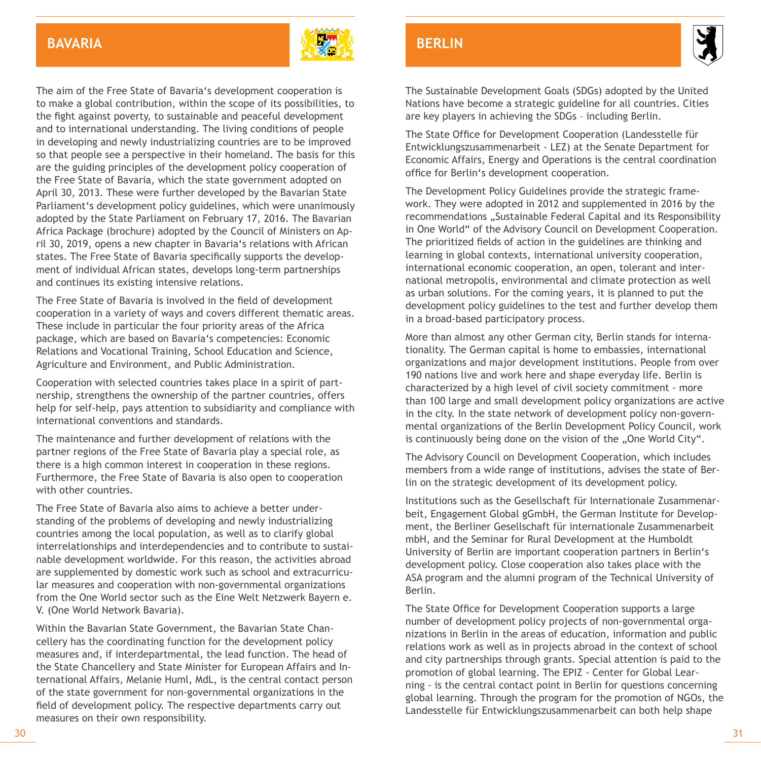## BAVARIA

The aim of the Free State of Bavaria‘s development cooperation is to make a global contribution, within the scope of its possibilities, to the fight against poverty, to sustainable and peaceful development and to international understanding. The living conditions of people in developing and newly industrializing countries are to be improved so that people see a perspective in their homeland. The basis for this are the guiding principles of the development policy cooperation of the Free State of Bavaria, which the state government adopted on April 30, 2013. These were further developed by the Bavarian State Parliament‘s development policy guidelines, which were unanimously adopted by the State Parliament on February 17, 2016. The Bavarian Africa Package (brochure) adopted by the Council of Ministers on April 30, 2019, opens a new chapter in Bavaria‘s relations with African states. The Free State of Bavaria specifically supports the development of individual African states, develops long-term partnerships and continues its existing intensive relations.

The Free State of Bavaria is involved in the field of development cooperation in a variety of ways and covers different thematic areas. These include in particular the four priority areas of the Africa package, which are based on Bavaria‘s competencies: Economic Relations and Vocational Training, School Education and Science, Agriculture and Environment, and Public Administration.

Cooperation with selected countries takes place in a spirit of partnership, strengthens the ownership of the partner countries, offers help for self-help, pays attention to subsidiarity and compliance with international conventions and standards.

The maintenance and further development of relations with the partner regions of the Free State of Bavaria play a special role, as there is a high common interest in cooperation in these regions. Furthermore, the Free State of Bavaria is also open to cooperation with other countries.

The Free State of Bavaria also aims to achieve a better understanding of the problems of developing and newly industrializing countries among the local population, as well as to clarify global interrelationships and interdependencies and to contribute to sustainable development worldwide. For this reason, the activities abroad are supplemented by domestic work such as school and extracurricular measures and cooperation with non-governmental organizations from the One World sector such as the Eine Welt Netzwerk Bayern e. V. (One World Network Bavaria).

Within the Bavarian State Government, the Bavarian State Chancellery has the coordinating function for the development policy measures and, if interdepartmental, the lead function. The head of the State Chancellery and State Minister for European Affairs and International Affairs, Melanie Huml, MdL, is the central contact person of the state government for non-governmental organizations in the field of development policy. The respective departments carry out measures on their own responsibility.

## BERLIN

The Sustainable Development Goals (SDGs) adopted by the United Nations have become a strategic guideline for all countries. Cities are key players in achieving the SDGs – including Berlin.

The State Office for Development Cooperation (Landesstelle für Entwicklungszusammenarbeit - LEZ) at the Senate Department for Economic Affairs, Energy and Operations is the central coordination office for Berlin‘s development cooperation.

The Development Policy Guidelines provide the strategic framework. They were adopted in 2012 and supplemented in 2016 by the recommendations „Sustainable Federal Capital and its Responsibility in One World" of the Advisory Council on Development Cooperation. The prioritized fields of action in the guidelines are thinking and learning in global contexts, international university cooperation, international economic cooperation, an open, tolerant and international metropolis, environmental and climate protection as well as urban solutions. For the coming years, it is planned to put the development policy guidelines to the test and further develop them in a broad-based participatory process.

More than almost any other German city, Berlin stands for internationality. The German capital is home to embassies, international organizations and major development institutions. People from over 190 nations live and work here and shape everyday life. Berlin is characterized by a high level of civil society commitment - more than 100 large and small development policy organizations are active in the city. In the state network of development policy non-governmental organizations of the Berlin Development Policy Council, work is continuously being done on the vision of the „One World City".

The Advisory Council on Development Cooperation, which includes members from a wide range of institutions, advises the state of Berlin on the strategic development of its development policy.

Institutions such as the Gesellschaft für Internationale Zusammenarbeit, Engagement Global gGmbH, the German Institute for Development, the Berliner Gesellschaft für internationale Zusammenarbeit mbH, and the Seminar for Rural Development at the Humboldt University of Berlin are important cooperation partners in Berlin‘s development policy. Close cooperation also takes place with the ASA program and the alumni program of the Technical University of Berlin.

The State Office for Development Cooperation supports a large number of development policy projects of non-governmental organizations in Berlin in the areas of education, information and public relations work as well as in projects abroad in the context of school and city partnerships through grants. Special attention is paid to the promotion of global learning. The EPIZ - Center for Global Learning - is the central contact point in Berlin for questions concerning global learning. Through the program for the promotion of NGOs, the Landesstelle für Entwicklungszusammenarbeit can both help shape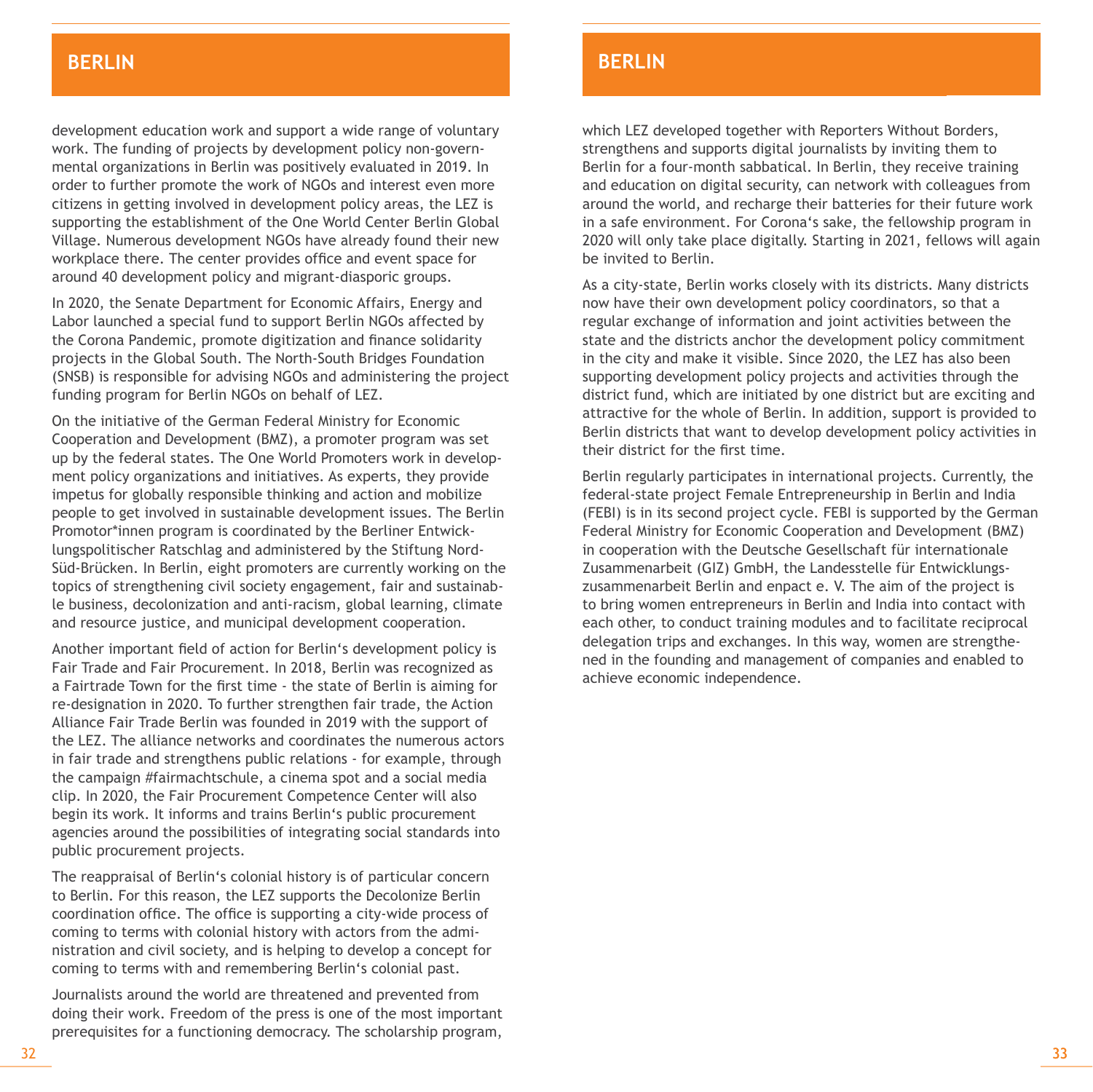## BERLIN

development education work and support a wide range of voluntary work. The funding of projects by development policy non-governmental organizations in Berlin was positively evaluated in 2019. In order to further promote the work of NGOs and interest even more citizens in getting involved in development policy areas, the LEZ is supporting the establishment of the One World Center Berlin Global Village. Numerous development NGOs have already found their new workplace there. The center provides office and event space for around 40 development policy and migrant-diasporic groups.

In 2020, the Senate Department for Economic Affairs, Energy and Labor launched a special fund to support Berlin NGOs affected by the Corona Pandemic, promote digitization and finance solidarity projects in the Global South. The North-South Bridges Foundation (SNSB) is responsible for advising NGOs and administering the project funding program for Berlin NGOs on behalf of LEZ.

On the initiative of the German Federal Ministry for Economic Cooperation and Development (BMZ), a promoter program was set up by the federal states. The One World Promoters work in development policy organizations and initiatives. As experts, they provide impetus for globally responsible thinking and action and mobilize people to get involved in sustainable development issues. The Berlin Promotor*innen program is coordinated by the Berliner Entwicklungspolitischer Ratschlag and administered by the Stiftung Nord-Süd-Brücken. In Berlin, eight promoters are currently working on the topics of strengthening civil society engagement, fair and sustainable business, decolonization and anti-racism, global learning, climate and resource justice, and municipal development cooperation.

Another important field of action for Berlin‘s development policy is Fair Trade and Fair Procurement. In 2018, Berlin was recognized as a Fairtrade Town for the first time - the state of Berlin is aiming for re-designation in 2020. To further strengthen fair trade, the Action Alliance Fair Trade Berlin was founded in 2019 with the support of the LEZ. The alliance networks and coordinates the numerous actors in fair trade and strengthens public relations - for example, through the campaign #fairmachtschule, a cinema spot and a social media clip. In 2020, the Fair Procurement Competence Center will also begin its work. It informs and trains Berlin‘s public procurement agencies around the possibilities of integrating social standards into public procurement projects.

The reappraisal of Berlin‘s colonial history is of particular concern to Berlin. For this reason, the LEZ supports the Decolonize Berlin coordination office. The office is supporting a city-wide process of coming to terms with colonial history with actors from the administration and civil society, and is helping to develop a concept for coming to terms with and remembering Berlin‘s colonial past.

Journalists around the world are threatened and prevented from doing their work. Freedom of the press is one of the most important prerequisites for a functioning democracy. The scholarship program, which LEZ developed together with Reporters Without Borders, strengthens and supports digital journalists by inviting them to Berlin for a four-month sabbatical. In Berlin, they receive training and education on digital security, can network with colleagues from around the world, and recharge their batteries for their future work in a safe environment. For Corona‘s sake, the fellowship program in 2020 will only take place digitally. Starting in 2021, fellows will again be invited to Berlin.

As a city-state, Berlin works closely with its districts. Many districts now have their own development policy coordinators, so that a regular exchange of information and joint activities between the state and the districts anchor the development policy commitment in the city and make it visible. Since 2020, the LEZ has also been supporting development policy projects and activities through the district fund, which are initiated by one district but are exciting and attractive for the whole of Berlin. In addition, support is provided to Berlin districts that want to develop development policy activities in their district for the first time.

Berlin regularly participates in international projects. Currently, the federal-state project Female Entrepreneurship in Berlin and India (FEBI) is in its second project cycle. FEBI is supported by the German Federal Ministry for Economic Cooperation and Development (BMZ) in cooperation with the Deutsche Gesellschaft für internationale Zusammenarbeit (GIZ) GmbH, the Landesstelle für Entwicklungszusammenarbeit Berlin and enpact e. V. The aim of the project is to bring women entrepreneurs in Berlin and India into contact with each other, to conduct training modules and to facilitate reciprocal delegation trips and exchanges. In this way, women are strengthened in the founding and management of companies and enabled to achieve economic independence.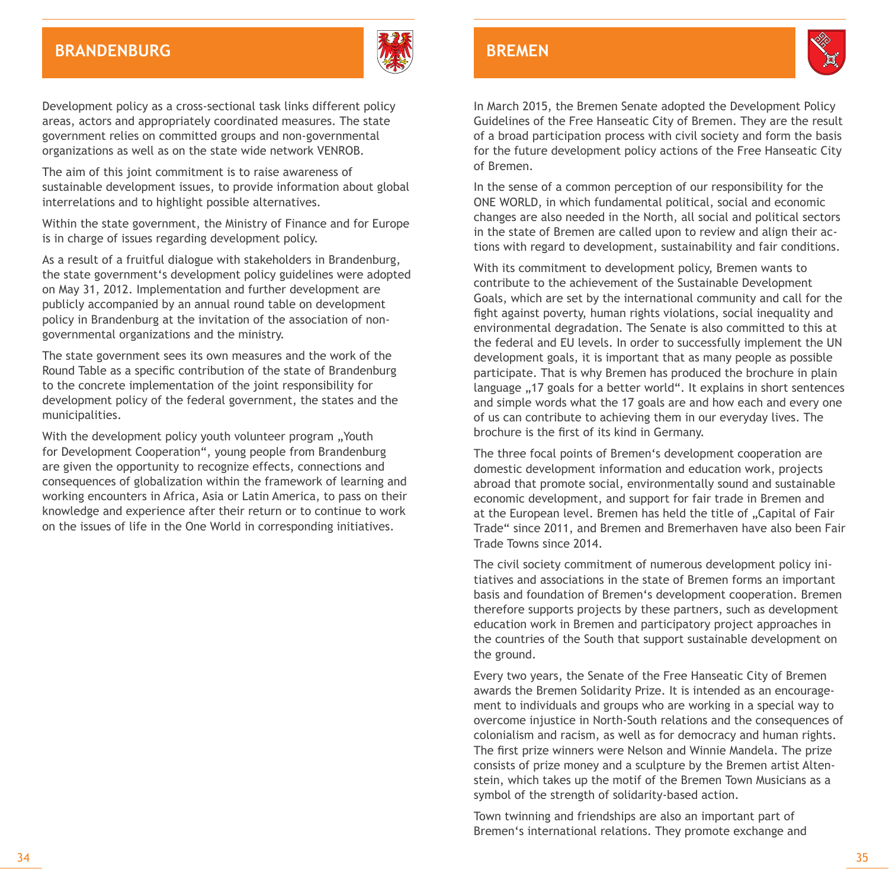## BRANDENBURG

Development policy as a cross-sectional task links different policy areas, actors and appropriately coordinated measures. The state government relies on committed groups and non-governmental organizations as well as on the state wide network VENROB.

The aim of this joint commitment is to raise awareness of sustainable development issues, to provide information about global interrelations and to highlight possible alternatives.

Within the state government, the Ministry of Finance and for Europe is in charge of issues regarding development policy.

As a result of a fruitful dialogue with stakeholders in Brandenburg, the state government's development policy guidelines were adopted on May 31, 2012. Implementation and further development are publicly accompanied by an annual round table on development policy in Brandenburg at the invitation of the association of non-governmental organizations and the ministry.

The state government sees its own measures and the work of the Round Table as a specific contribution of the state of Brandenburg to the concrete implementation of the joint responsibility for development policy of the federal government, the states and the municipalities.

With the development policy youth volunteer program „Youth for Development Cooperation", young people from Brandenburg are given the opportunity to recognize effects, connections and consequences of globalization within the framework of learning and working encounters in Africa, Asia or Latin America, to pass on their knowledge and experience after their return or to continue to work on the issues of life in the One World in corresponding initiatives.

## BREMEN

In March 2015, the Bremen Senate adopted the Development Policy Guidelines of the Free Hanseatic City of Bremen. They are the result of a broad participation process with civil society and form the basis for the future development policy actions of the Free Hanseatic City of Bremen.

In the sense of a common perception of our responsibility for the ONE WORLD, in which fundamental political, social and economic changes are also needed in the North, all social and political sectors in the state of Bremen are called upon to review and align their actions with regard to development, sustainability and fair conditions.

With its commitment to development policy, Bremen wants to contribute to the achievement of the Sustainable Development Goals, which are set by the international community and call for the fight against poverty, human rights violations, social inequality and environmental degradation. The Senate is also committed to this at the federal and EU levels. In order to successfully implement the UN development goals, it is important that as many people as possible participate. That is why Bremen has produced the brochure in plain language „17 goals for a better world". It explains in short sentences and simple words what the 17 goals are and how each and every one of us can contribute to achieving them in our everyday lives. The brochure is the first of its kind in Germany.

The three focal points of Bremen's development cooperation are domestic development information and education work, projects abroad that promote social, environmentally sound and sustainable economic development, and support for fair trade in Bremen and at the European level. Bremen has held the title of „Capital of Fair Trade" since 2011, and Bremen and Bremerhaven have also been Fair Trade Towns since 2014.

The civil society commitment of numerous development policy initiatives and associations in the state of Bremen forms an important basis and foundation of Bremen's development cooperation. Bremen therefore supports projects by these partners, such as development education work in Bremen and participatory project approaches in the countries of the South that support sustainable development on the ground.

Every two years, the Senate of the Free Hanseatic City of Bremen awards the Bremen Solidarity Prize. It is intended as an encouragement to individuals and groups who are working in a special way to overcome injustice in North-South relations and the consequences of colonialism and racism, as well as for democracy and human rights. The first prize winners were Nelson and Winnie Mandela. The prize consists of prize money and a sculpture by the Bremen artist Altenstein, which takes up the motif of the Bremen Town Musicians as a symbol of the strength of solidarity-based action.

Town twinning and friendships are also an important part of Bremen's international relations. They promote exchange and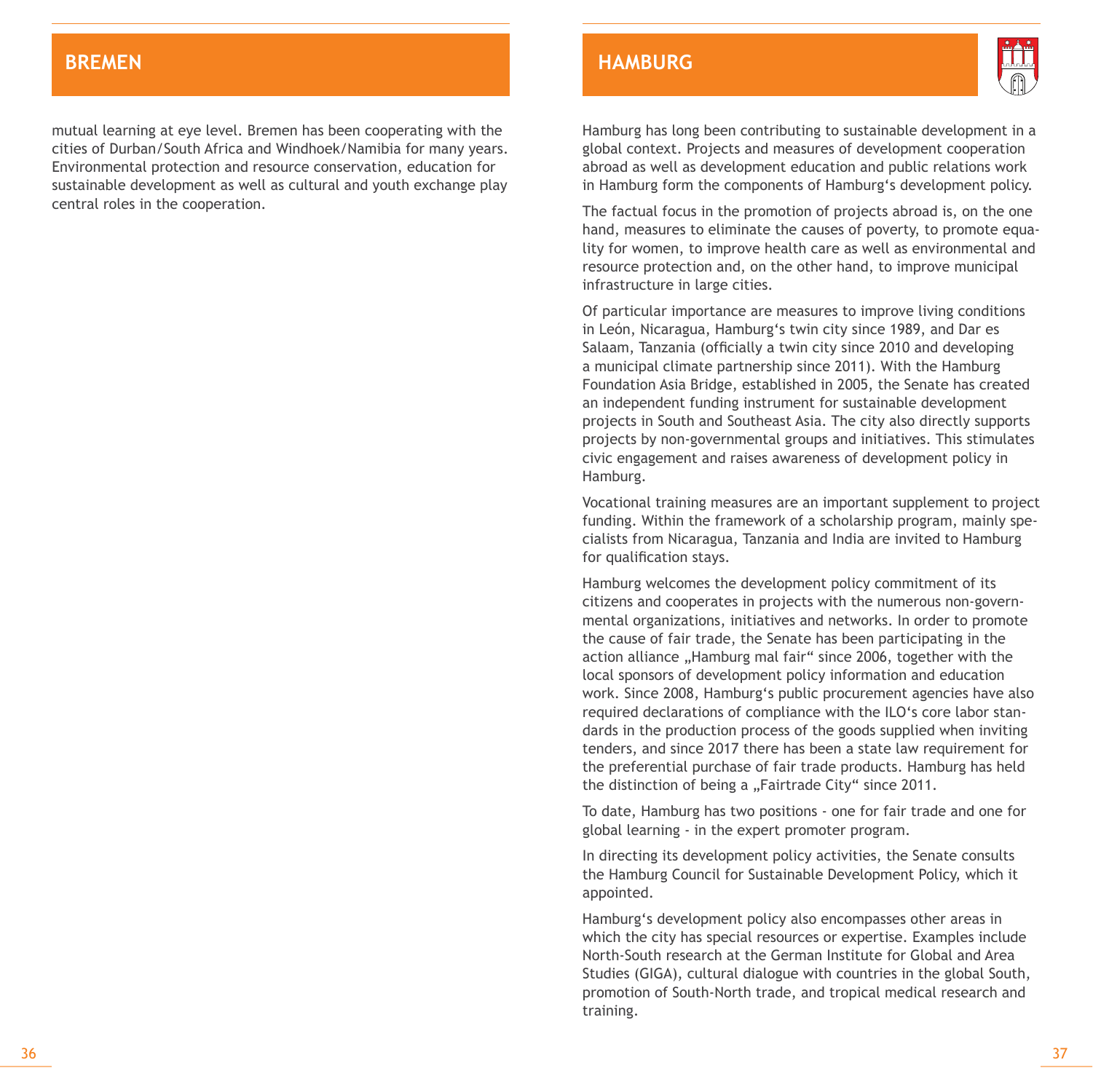## BREMEN

mutual learning at eye level. Bremen has been cooperating with the cities of Durban/South Africa and Windhoek/Namibia for many years. Environmental protection and resource conservation, education for sustainable development as well as cultural and youth exchange play central roles in the cooperation.

## HAMBURG

Hamburg has long been contributing to sustainable development in a global context. Projects and measures of development cooperation abroad as well as development education and public relations work in Hamburg form the components of Hamburg‘s development policy.

The factual focus in the promotion of projects abroad is, on the one hand, measures to eliminate the causes of poverty, to promote equality for women, to improve health care as well as environmental and resource protection and, on the other hand, to improve municipal infrastructure in large cities.

Of particular importance are measures to improve living conditions in León, Nicaragua, Hamburg‘s twin city since 1989, and Dar es Salaam, Tanzania (officially a twin city since 2010 and developing a municipal climate partnership since 2011). With the Hamburg Foundation Asia Bridge, established in 2005, the Senate has created an independent funding instrument for sustainable development projects in South and Southeast Asia. The city also directly supports projects by non-governmental groups and initiatives. This stimulates civic engagement and raises awareness of development policy in Hamburg.

Vocational training measures are an important supplement to project funding. Within the framework of a scholarship program, mainly specialists from Nicaragua, Tanzania and India are invited to Hamburg for qualification stays.

Hamburg welcomes the development policy commitment of its citizens and cooperates in projects with the numerous non-governmental organizations, initiatives and networks. In order to promote the cause of fair trade, the Senate has been participating in the action alliance „Hamburg mal fair“ since 2006, together with the local sponsors of development policy information and education work. Since 2008, Hamburg‘s public procurement agencies have also required declarations of compliance with the ILO‘s core labor standards in the production process of the goods supplied when inviting tenders, and since 2017 there has been a state law requirement for the preferential purchase of fair trade products. Hamburg has held the distinction of being a „Fairtrade City“ since 2011.

To date, Hamburg has two positions - one for fair trade and one for global learning - in the expert promoter program.

In directing its development policy activities, the Senate consults the Hamburg Council for Sustainable Development Policy, which it appointed.

Hamburg‘s development policy also encompasses other areas in which the city has special resources or expertise. Examples include North-South research at the German Institute for Global and Area Studies (GIGA), cultural dialogue with countries in the global South, promotion of South-North trade, and tropical medical research and training.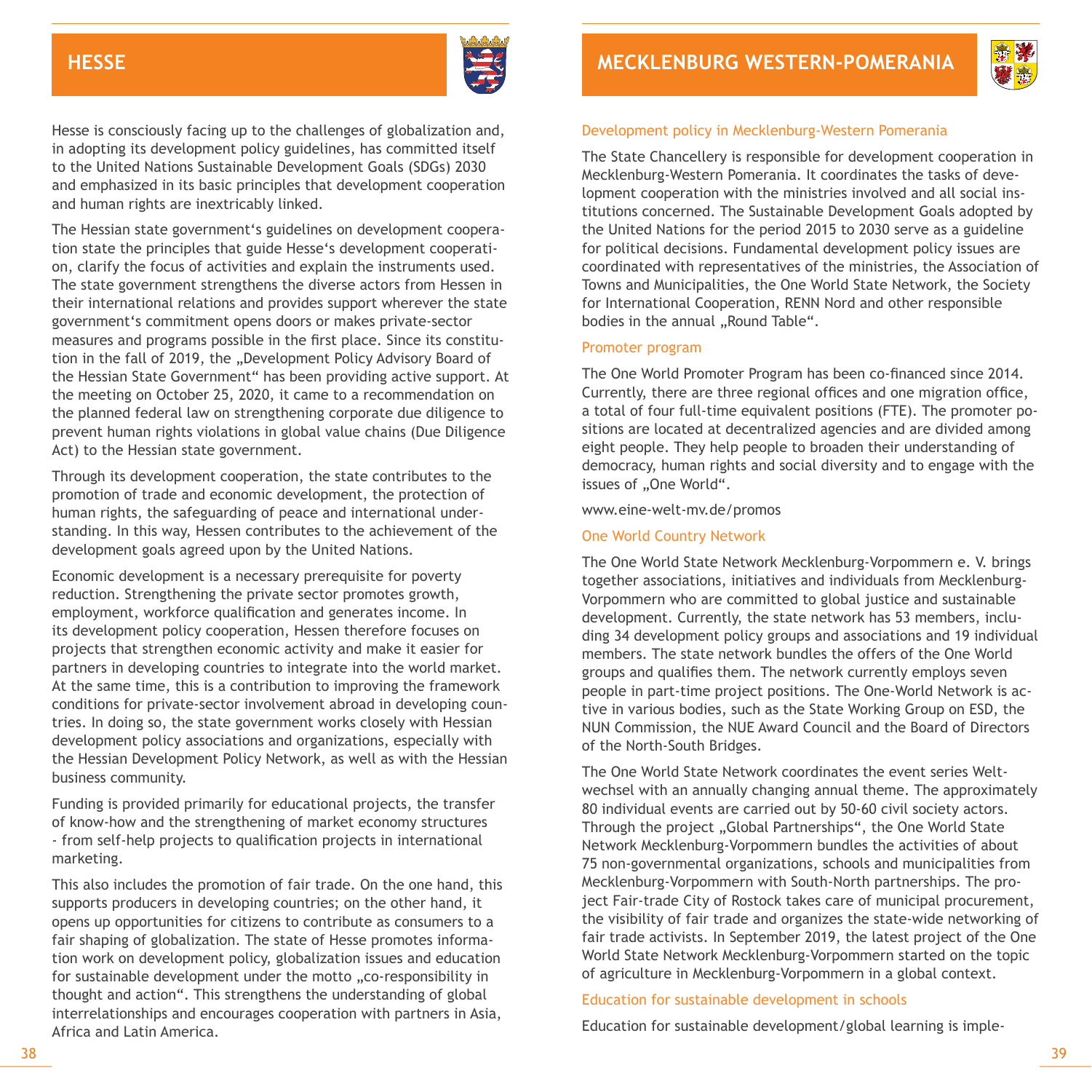## HESSE

Hesse is consciously facing up to the challenges of globalization and, in adopting its development policy guidelines, has committed itself to the United Nations Sustainable Development Goals (SDGs) 2030 and emphasized in its basic principles that development cooperation and human rights are inextricably linked.

The Hessian state government‘s guidelines on development cooperation state the principles that guide Hesse‘s development cooperation, clarify the focus of activities and explain the instruments used. The state government strengthens the diverse actors from Hessen in their international relations and provides support wherever the state government‘s commitment opens doors or makes private-sector measures and programs possible in the first place. Since its constitution in the fall of 2019, the „Development Policy Advisory Board of the Hessian State Government" has been providing active support. At the meeting on October 25, 2020, it came to a recommendation on the planned federal law on strengthening corporate due diligence to prevent human rights violations in global value chains (Due Diligence Act) to the Hessian state government.

Through its development cooperation, the state contributes to the promotion of trade and economic development, the protection of human rights, the safeguarding of peace and international understanding. In this way, Hessen contributes to the achievement of the development goals agreed upon by the United Nations.

Economic development is a necessary prerequisite for poverty reduction. Strengthening the private sector promotes growth, employment, workforce qualification and generates income. In its development policy cooperation, Hessen therefore focuses on projects that strengthen economic activity and make it easier for partners in developing countries to integrate into the world market. At the same time, this is a contribution to improving the framework conditions for private-sector involvement abroad in developing countries. In doing so, the state government works closely with Hessian development policy associations and organizations, especially with the Hessian Development Policy Network, as well as with the Hessian business community.

Funding is provided primarily for educational projects, the transfer of know-how and the strengthening of market economy structures - from self-help projects to qualification projects in international marketing.

This also includes the promotion of fair trade. On the one hand, this supports producers in developing countries; on the other hand, it opens up opportunities for citizens to contribute as consumers to a fair shaping of globalization. The state of Hesse promotes information work on development policy, globalization issues and education for sustainable development under the motto „co-responsibility in thought and action". This strengthens the understanding of global interrelationships and encourages cooperation with partners in Asia, Africa and Latin America.

## MECKLENBURG WESTERN-POMERANIA

### Development policy in Mecklenburg-Western Pomerania

The State Chancellery is responsible for development cooperation in Mecklenburg-Western Pomerania. It coordinates the tasks of development cooperation with the ministries involved and all social institutions concerned. The Sustainable Development Goals adopted by the United Nations for the period 2015 to 2030 serve as a guideline for political decisions. Fundamental development policy issues are coordinated with representatives of the ministries, the Association of Towns and Municipalities, the One World State Network, the Society for International Cooperation, RENN Nord and other responsible bodies in the annual „Round Table".

### Promoter program

The One World Promoter Program has been co-financed since 2014. Currently, there are three regional offices and one migration office, a total of four full-time equivalent positions (FTE). The promoter positions are located at decentralized agencies and are divided among eight people. They help people to broaden their understanding of democracy, human rights and social diversity and to engage with the issues of „One World".

www.eine-welt-mv.de/promos

### One World Country Network

The One World State Network Mecklenburg-Vorpommern e. V. brings together associations, initiatives and individuals from Mecklenburg-Vorpommern who are committed to global justice and sustainable development. Currently, the state network has 53 members, including 34 development policy groups and associations and 19 individual members. The state network bundles the offers of the One World groups and qualifies them. The network currently employs seven people in part-time project positions. The One-World Network is active in various bodies, such as the State Working Group on ESD, the NUN Commission, the NUE Award Council and the Board of Directors of the North-South Bridges.

The One World State Network coordinates the event series Weltwechsel with an annually changing annual theme. The approximately 80 individual events are carried out by 50-60 civil society actors. Through the project „Global Partnerships", the One World State Network Mecklenburg-Vorpommern bundles the activities of about 75 non-governmental organizations, schools and municipalities from Mecklenburg-Vorpommern with South-North partnerships. The project Fair-trade City of Rostock takes care of municipal procurement, the visibility of fair trade and organizes the state-wide networking of fair trade activists. In September 2019, the latest project of the One World State Network Mecklenburg-Vorpommern started on the topic of agriculture in Mecklenburg-Vorpommern in a global context.

### Education for sustainable development in schools

Education for sustainable development/global learning is imple-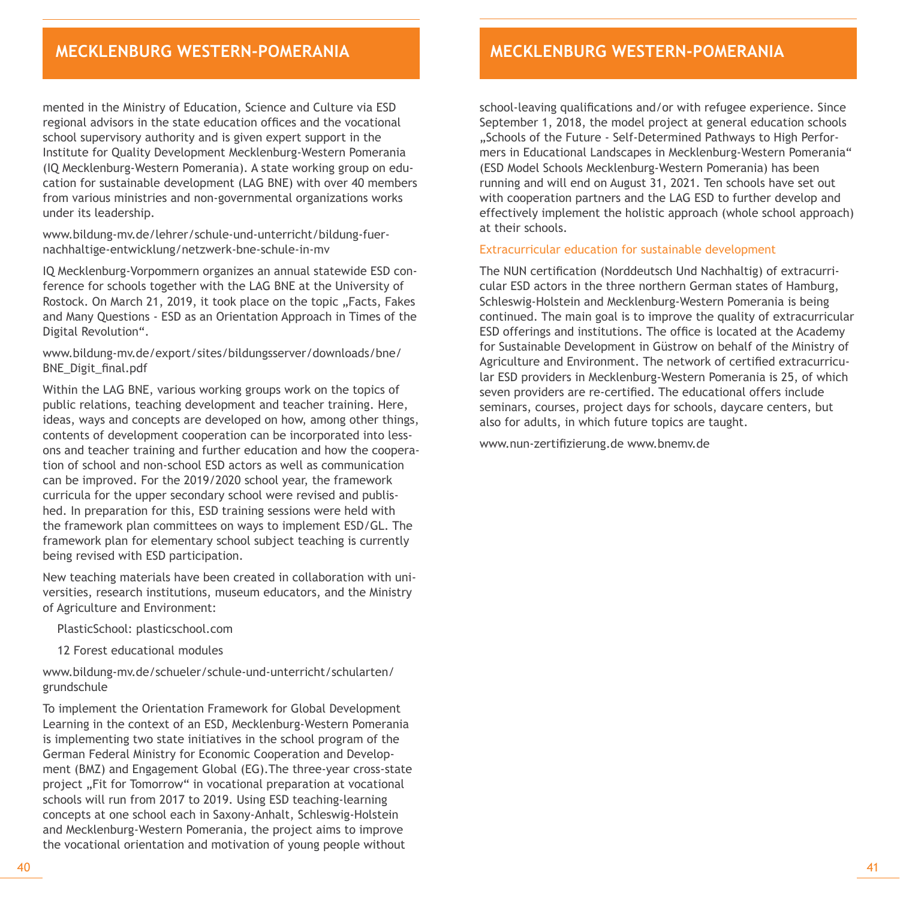mented in the Ministry of Education, Science and Culture via ESD regional advisors in the state education offices and the vocational school supervisory authority and is given expert support in the Institute for Quality Development Mecklenburg-Western Pomerania (IQ Mecklenburg-Western Pomerania). A state working group on education for sustainable development (LAG BNE) with over 40 members from various ministries and non-governmental organizations works under its leadership.

www.bildung-mv.de/lehrer/schule-und-unterricht/bildung-fuer-nachhaltige-entwicklung/netzwerk-bne-schule-in-mv

IQ Mecklenburg-Vorpommern organizes an annual statewide ESD conference for schools together with the LAG BNE at the University of Rostock. On March 21, 2019, it took place on the topic „Facts, Fakes and Many Questions - ESD as an Orientation Approach in Times of the Digital Revolution".

www.bildung-mv.de/export/sites/bildungsserver/downloads/bne/BNE_Digit_final.pdf

Within the LAG BNE, various working groups work on the topics of public relations, teaching development and teacher training. Here, ideas, ways and concepts are developed on how, among other things, contents of development cooperation can be incorporated into lessons and teacher training and further education and how the cooperation of school and non-school ESD actors as well as communication can be improved. For the 2019/2020 school year, the framework curricula for the upper secondary school were revised and published. In preparation for this, ESD training sessions were held with the framework plan committees on ways to implement ESD/GL. The framework plan for elementary school subject teaching is currently being revised with ESD participation.

New teaching materials have been created in collaboration with universities, research institutions, museum educators, and the Ministry of Agriculture and Environment:

PlasticSchool: plasticschool.com

12 Forest educational modules

www.bildung-mv.de/schueler/schule-und-unterricht/schularten/grundschule

To implement the Orientation Framework for Global Development Learning in the context of an ESD, Mecklenburg-Western Pomerania is implementing two state initiatives in the school program of the German Federal Ministry for Economic Cooperation and Development (BMZ) and Engagement Global (EG).The three-year cross-state project „Fit for Tomorrow" in vocational preparation at vocational schools will run from 2017 to 2019. Using ESD teaching-learning concepts at one school each in Saxony-Anhalt, Schleswig-Holstein and Mecklenburg-Western Pomerania, the project aims to improve the vocational orientation and motivation of young people without school-leaving qualifications and/or with refugee experience. Since September 1, 2018, the model project at general education schools „Schools of the Future - Self-Determined Pathways to High Performers in Educational Landscapes in Mecklenburg-Western Pomerania" (ESD Model Schools Mecklenburg-Western Pomerania) has been running and will end on August 31, 2021. Ten schools have set out with cooperation partners and the LAG ESD to further develop and effectively implement the holistic approach (whole school approach) at their schools.

### Extracurricular education for sustainable development

The NUN certification (Norddeutsch Und Nachhaltig) of extracurricular ESD actors in the three northern German states of Hamburg, Schleswig-Holstein and Mecklenburg-Western Pomerania is being continued. The main goal is to improve the quality of extracurricular ESD offerings and institutions. The office is located at the Academy for Sustainable Development in Güstrow on behalf of the Ministry of Agriculture and Environment. The network of certified extracurricular ESD providers in Mecklenburg-Western Pomerania is 25, of which seven providers are re-certified. The educational offers include seminars, courses, project days for schools, daycare centers, but also for adults, in which future topics are taught.

www.nun-zertifizierung.de www.bnemv.de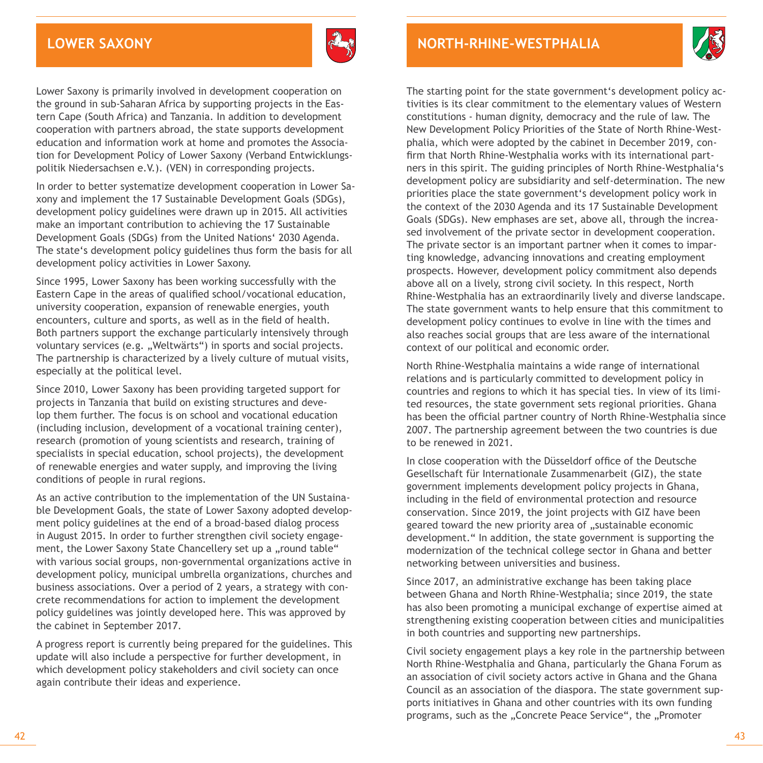## LOWER SAXONY

Lower Saxony is primarily involved in development cooperation on the ground in sub-Saharan Africa by supporting projects in the Eastern Cape (South Africa) and Tanzania. In addition to development cooperation with partners abroad, the state supports development education and information work at home and promotes the Association for Development Policy of Lower Saxony (Verband Entwicklungspolitik Niedersachsen e.V.). (VEN) in corresponding projects.

In order to better systematize development cooperation in Lower Saxony and implement the 17 Sustainable Development Goals (SDGs), development policy guidelines were drawn up in 2015. All activities make an important contribution to achieving the 17 Sustainable Development Goals (SDGs) from the United Nations' 2030 Agenda. The state's development policy guidelines thus form the basis for all development policy activities in Lower Saxony.

Since 1995, Lower Saxony has been working successfully with the Eastern Cape in the areas of qualified school/vocational education, university cooperation, expansion of renewable energies, youth encounters, culture and sports, as well as in the field of health. Both partners support the exchange particularly intensively through voluntary services (e.g. „Weltwärts") in sports and social projects. The partnership is characterized by a lively culture of mutual visits, especially at the political level.

Since 2010, Lower Saxony has been providing targeted support for projects in Tanzania that build on existing structures and develop them further. The focus is on school and vocational education (including inclusion, development of a vocational training center), research (promotion of young scientists and research, training of specialists in special education, school projects), the development of renewable energies and water supply, and improving the living conditions of people in rural regions.

As an active contribution to the implementation of the UN Sustainable Development Goals, the state of Lower Saxony adopted development policy guidelines at the end of a broad-based dialog process in August 2015. In order to further strengthen civil society engagement, the Lower Saxony State Chancellery set up a „round table" with various social groups, non-governmental organizations active in development policy, municipal umbrella organizations, churches and business associations. Over a period of 2 years, a strategy with concrete recommendations for action to implement the development policy guidelines was jointly developed here. This was approved by the cabinet in September 2017.

A progress report is currently being prepared for the guidelines. This update will also include a perspective for further development, in which development policy stakeholders and civil society can once again contribute their ideas and experience.

## NORTH-RHINE-WESTPHALIA

The starting point for the state government's development policy activities is its clear commitment to the elementary values of Western constitutions - human dignity, democracy and the rule of law. The New Development Policy Priorities of the State of North Rhine-Westphalia, which were adopted by the cabinet in December 2019, confirm that North Rhine-Westphalia works with its international partners in this spirit. The guiding principles of North Rhine-Westphalia's development policy are subsidiarity and self-determination. The new priorities place the state government's development policy work in the context of the 2030 Agenda and its 17 Sustainable Development Goals (SDGs). New emphases are set, above all, through the increased involvement of the private sector in development cooperation. The private sector is an important partner when it comes to imparting knowledge, advancing innovations and creating employment prospects. However, development policy commitment also depends above all on a lively, strong civil society. In this respect, North Rhine-Westphalia has an extraordinarily lively and diverse landscape. The state government wants to help ensure that this commitment to development policy continues to evolve in line with the times and also reaches social groups that are less aware of the international context of our political and economic order.

North Rhine-Westphalia maintains a wide range of international relations and is particularly committed to development policy in countries and regions to which it has special ties. In view of its limited resources, the state government sets regional priorities. Ghana has been the official partner country of North Rhine-Westphalia since 2007. The partnership agreement between the two countries is due to be renewed in 2021.

In close cooperation with the Düsseldorf office of the Deutsche Gesellschaft für Internationale Zusammenarbeit (GIZ), the state government implements development policy projects in Ghana, including in the field of environmental protection and resource conservation. Since 2019, the joint projects with GIZ have been geared toward the new priority area of „sustainable economic development." In addition, the state government is supporting the modernization of the technical college sector in Ghana and better networking between universities and business.

Since 2017, an administrative exchange has been taking place between Ghana and North Rhine-Westphalia; since 2019, the state has also been promoting a municipal exchange of expertise aimed at strengthening existing cooperation between cities and municipalities in both countries and supporting new partnerships.

Civil society engagement plays a key role in the partnership between North Rhine-Westphalia and Ghana, particularly the Ghana Forum as an association of civil society actors active in Ghana and the Ghana Council as an association of the diaspora. The state government supports initiatives in Ghana and other countries with its own funding programs, such as the „Concrete Peace Service", the „Promoter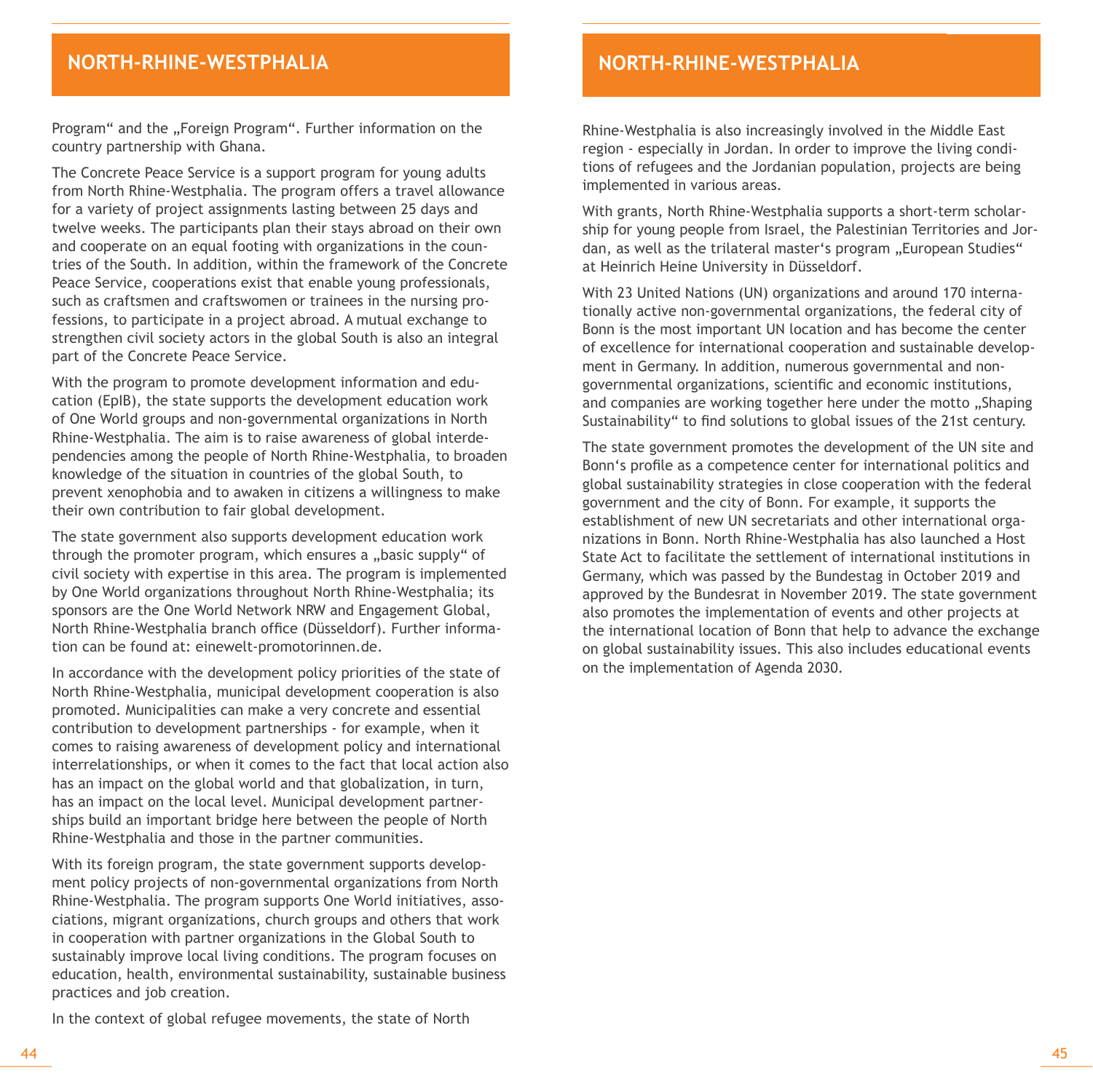## NORTH-RHINE-WESTPHALIA

Program" and the „Foreign Program". Further information on the country partnership with Ghana.

The Concrete Peace Service is a support program for young adults from North Rhine-Westphalia. The program offers a travel allowance for a variety of project assignments lasting between 25 days and twelve weeks. The participants plan their stays abroad on their own and cooperate on an equal footing with organizations in the countries of the South. In addition, within the framework of the Concrete Peace Service, cooperations exist that enable young professionals, such as craftsmen and craftswomen or trainees in the nursing professions, to participate in a project abroad. A mutual exchange to strengthen civil society actors in the global South is also an integral part of the Concrete Peace Service.

With the program to promote development information and education (EpIB), the state supports the development education work of One World groups and non-governmental organizations in North Rhine-Westphalia. The aim is to raise awareness of global interdependencies among the people of North Rhine-Westphalia, to broaden knowledge of the situation in countries of the global South, to prevent xenophobia and to awaken in citizens a willingness to make their own contribution to fair global development.

The state government also supports development education work through the promoter program, which ensures a „basic supply" of civil society with expertise in this area. The program is implemented by One World organizations throughout North Rhine-Westphalia; its sponsors are the One World Network NRW and Engagement Global, North Rhine-Westphalia branch office (Düsseldorf). Further information can be found at: einewelt-promotorinnen.de.

In accordance with the development policy priorities of the state of North Rhine-Westphalia, municipal development cooperation is also promoted. Municipalities can make a very concrete and essential contribution to development partnerships - for example, when it comes to raising awareness of development policy and international interrelationships, or when it comes to the fact that local action also has an impact on the global world and that globalization, in turn, has an impact on the local level. Municipal development partnerships build an important bridge here between the people of North Rhine-Westphalia and those in the partner communities.

With its foreign program, the state government supports development policy projects of non-governmental organizations from North Rhine-Westphalia. The program supports One World initiatives, associations, migrant organizations, church groups and others that work in cooperation with partner organizations in the Global South to sustainably improve local living conditions. The program focuses on education, health, environmental sustainability, sustainable business practices and job creation.

In the context of global refugee movements, the state of North Rhine-Westphalia is also increasingly involved in the Middle East region - especially in Jordan. In order to improve the living conditions of refugees and the Jordanian population, projects are being implemented in various areas.

With grants, North Rhine-Westphalia supports a short-term scholarship for young people from Israel, the Palestinian Territories and Jordan, as well as the trilateral master's program „European Studies" at Heinrich Heine University in Düsseldorf.

With 23 United Nations (UN) organizations and around 170 internationally active non-governmental organizations, the federal city of Bonn is the most important UN location and has become the center of excellence for international cooperation and sustainable development in Germany. In addition, numerous governmental and non-governmental organizations, scientific and economic institutions, and companies are working together here under the motto „Shaping Sustainability" to find solutions to global issues of the 21st century.

The state government promotes the development of the UN site and Bonn's profile as a competence center for international politics and global sustainability strategies in close cooperation with the federal government and the city of Bonn. For example, it supports the establishment of new UN secretariats and other international organizations in Bonn. North Rhine-Westphalia has also launched a Host State Act to facilitate the settlement of international institutions in Germany, which was passed by the Bundestag in October 2019 and approved by the Bundesrat in November 2019. The state government also promotes the implementation of events and other projects at the international location of Bonn that help to advance the exchange on global sustainability issues. This also includes educational events on the implementation of Agenda 2030.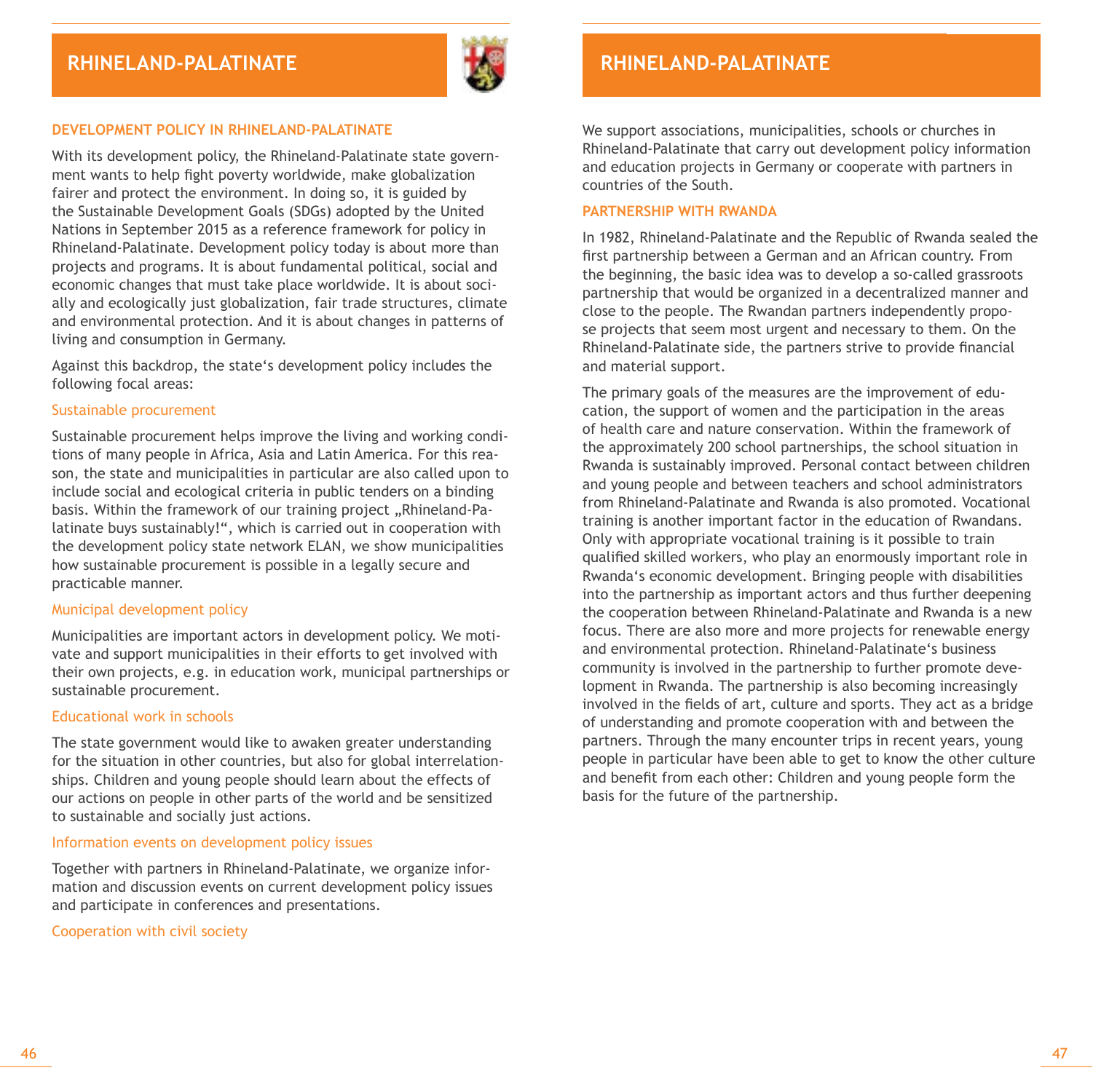# RHINELAND-PALATINATE

## DEVELOPMENT POLICY IN RHINELAND-PALATINATE

With its development policy, the Rhineland-Palatinate state government wants to help fight poverty worldwide, make globalization fairer and protect the environment. In doing so, it is guided by the Sustainable Development Goals (SDGs) adopted by the United Nations in September 2015 as a reference framework for policy in Rhineland-Palatinate. Development policy today is about more than projects and programs. It is about fundamental political, social and economic changes that must take place worldwide. It is about socially and ecologically just globalization, fair trade structures, climate and environmental protection. And it is about changes in patterns of living and consumption in Germany.

Against this backdrop, the state's development policy includes the following focal areas:

### Sustainable procurement

Sustainable procurement helps improve the living and working conditions of many people in Africa, Asia and Latin America. For this reason, the state and municipalities in particular are also called upon to include social and ecological criteria in public tenders on a binding basis. Within the framework of our training project „Rhineland-Palatinate buys sustainably!", which is carried out in cooperation with the development policy state network ELAN, we show municipalities how sustainable procurement is possible in a legally secure and practicable manner.

### Municipal development policy

Municipalities are important actors in development policy. We motivate and support municipalities in their efforts to get involved with their own projects, e.g. in education work, municipal partnerships or sustainable procurement.

### Educational work in schools

The state government would like to awaken greater understanding for the situation in other countries, but also for global interrelationships. Children and young people should learn about the effects of our actions on people in other parts of the world and be sensitized to sustainable and socially just actions.

### Information events on development policy issues

Together with partners in Rhineland-Palatinate, we organize information and discussion events on current development policy issues and participate in conferences and presentations.

### Cooperation with civil society

We support associations, municipalities, schools or churches in Rhineland-Palatinate that carry out development policy information and education projects in Germany or cooperate with partners in countries of the South.

## PARTNERSHIP WITH RWANDA

In 1982, Rhineland-Palatinate and the Republic of Rwanda sealed the first partnership between a German and an African country. From the beginning, the basic idea was to develop a so-called grassroots partnership that would be organized in a decentralized manner and close to the people. The Rwandan partners independently propose projects that seem most urgent and necessary to them. On the Rhineland-Palatinate side, the partners strive to provide financial and material support.

The primary goals of the measures are the improvement of education, the support of women and the participation in the areas of health care and nature conservation. Within the framework of the approximately 200 school partnerships, the school situation in Rwanda is sustainably improved. Personal contact between children and young people and between teachers and school administrators from Rhineland-Palatinate and Rwanda is also promoted. Vocational training is another important factor in the education of Rwandans. Only with appropriate vocational training is it possible to train qualified skilled workers, who play an enormously important role in Rwanda's economic development. Bringing people with disabilities into the partnership as important actors and thus further deepening the cooperation between Rhineland-Palatinate and Rwanda is a new focus. There are also more and more projects for renewable energy and environmental protection. Rhineland-Palatinate's business community is involved in the partnership to further promote development in Rwanda. The partnership is also becoming increasingly involved in the fields of art, culture and sports. They act as a bridge of understanding and promote cooperation with and between the partners. Through the many encounter trips in recent years, young people in particular have been able to get to know the other culture and benefit from each other: Children and young people form the basis for the future of the partnership.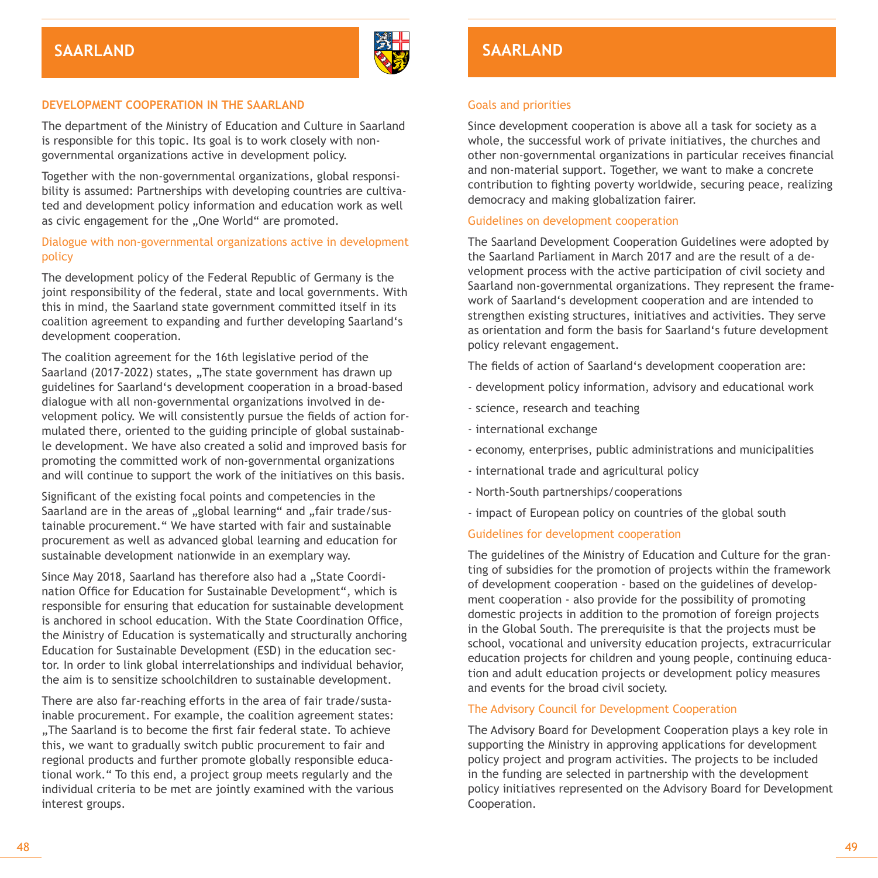# SAARLAND

## DEVELOPMENT COOPERATION IN THE SAARLAND

The department of the Ministry of Education and Culture in Saarland is responsible for this topic. Its goal is to work closely with non-governmental organizations active in development policy.

Together with the non-governmental organizations, global responsibility is assumed: Partnerships with developing countries are cultivated and development policy information and education work as well as civic engagement for the „One World" are promoted.

### Dialogue with non-governmental organizations active in development policy

The development policy of the Federal Republic of Germany is the joint responsibility of the federal, state and local governments. With this in mind, the Saarland state government committed itself in its coalition agreement to expanding and further developing Saarland's development cooperation.

The coalition agreement for the 16th legislative period of the Saarland (2017-2022) states, „The state government has drawn up guidelines for Saarland's development cooperation in a broad-based dialogue with all non-governmental organizations involved in development policy. We will consistently pursue the fields of action formulated there, oriented to the guiding principle of global sustainable development. We have also created a solid and improved basis for promoting the committed work of non-governmental organizations and will continue to support the work of the initiatives on this basis.

Significant of the existing focal points and competencies in the Saarland are in the areas of „global learning" and „fair trade/sustainable procurement." We have started with fair and sustainable procurement as well as advanced global learning and education for sustainable development nationwide in an exemplary way.

Since May 2018, Saarland has therefore also had a „State Coordination Office for Education for Sustainable Development", which is responsible for ensuring that education for sustainable development is anchored in school education. With the State Coordination Office, the Ministry of Education is systematically and structurally anchoring Education for Sustainable Development (ESD) in the education sector. In order to link global interrelationships and individual behavior, the aim is to sensitize schoolchildren to sustainable development.

There are also far-reaching efforts in the area of fair trade/sustainable procurement. For example, the coalition agreement states: „The Saarland is to become the first fair federal state. To achieve this, we want to gradually switch public procurement to fair and regional products and further promote globally responsible educational work." To this end, a project group meets regularly and the individual criteria to be met are jointly examined with the various interest groups.

### Goals and priorities

Since development cooperation is above all a task for society as a whole, the successful work of private initiatives, the churches and other non-governmental organizations in particular receives financial and non-material support. Together, we want to make a concrete contribution to fighting poverty worldwide, securing peace, realizing democracy and making globalization fairer.

### Guidelines on development cooperation

The Saarland Development Cooperation Guidelines were adopted by the Saarland Parliament in March 2017 and are the result of a development process with the active participation of civil society and Saarland non-governmental organizations. They represent the framework of Saarland's development cooperation and are intended to strengthen existing structures, initiatives and activities. They serve as orientation and form the basis for Saarland's future development policy relevant engagement.

The fields of action of Saarland's development cooperation are:

- development policy information, advisory and educational work
- science, research and teaching
- international exchange
- economy, enterprises, public administrations and municipalities
- international trade and agricultural policy
- North-South partnerships/cooperations
- impact of European policy on countries of the global south

### Guidelines for development cooperation

The guidelines of the Ministry of Education and Culture for the granting of subsidies for the promotion of projects within the framework of development cooperation - based on the guidelines of development cooperation - also provide for the possibility of promoting domestic projects in addition to the promotion of foreign projects in the Global South. The prerequisite is that the projects must be school, vocational and university education projects, extracurricular education projects for children and young people, continuing education and adult education projects or development policy measures and events for the broad civil society.

### The Advisory Council for Development Cooperation

The Advisory Board for Development Cooperation plays a key role in supporting the Ministry in approving applications for development policy project and program activities. The projects to be included in the funding are selected in partnership with the development policy initiatives represented on the Advisory Board for Development Cooperation.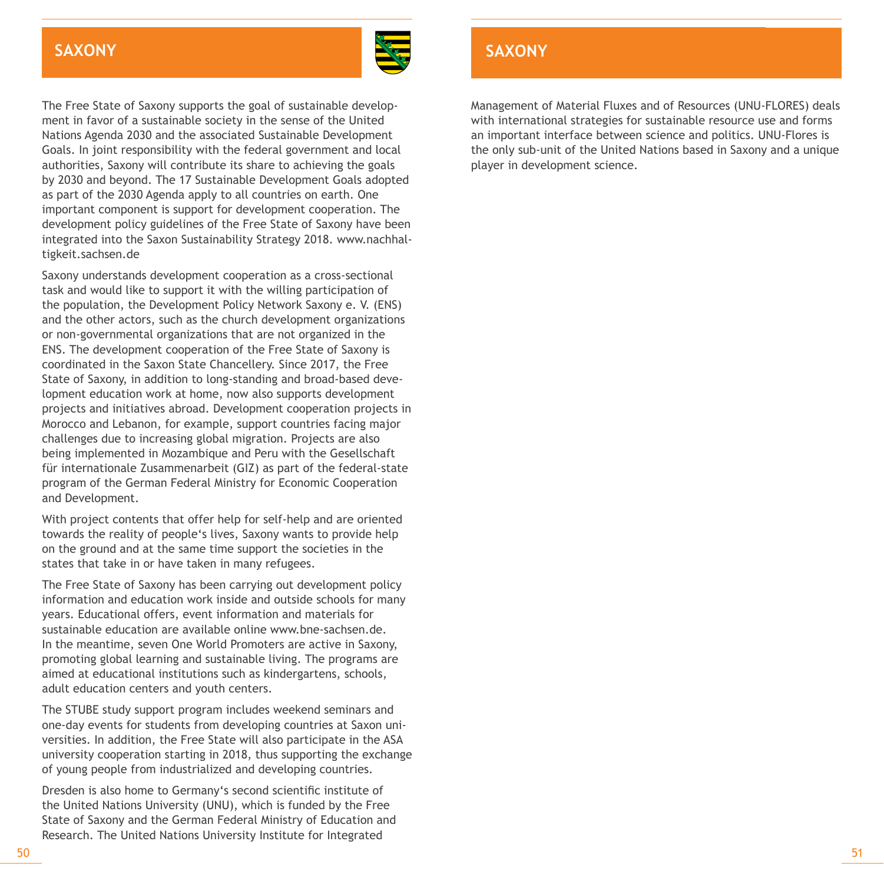## SAXONY

The Free State of Saxony supports the goal of sustainable development in favor of a sustainable society in the sense of the United Nations Agenda 2030 and the associated Sustainable Development Goals. In joint responsibility with the federal government and local authorities, Saxony will contribute its share to achieving the goals by 2030 and beyond. The 17 Sustainable Development Goals adopted as part of the 2030 Agenda apply to all countries on earth. One important component is support for development cooperation. The development policy guidelines of the Free State of Saxony have been integrated into the Saxon Sustainability Strategy 2018. www.nachhaltigkeit.sachsen.de

Saxony understands development cooperation as a cross-sectional task and would like to support it with the willing participation of the population, the Development Policy Network Saxony e. V. (ENS) and the other actors, such as the church development organizations or non-governmental organizations that are not organized in the ENS. The development cooperation of the Free State of Saxony is coordinated in the Saxon State Chancellery. Since 2017, the Free State of Saxony, in addition to long-standing and broad-based development education work at home, now also supports development projects and initiatives abroad. Development cooperation projects in Morocco and Lebanon, for example, support countries facing major challenges due to increasing global migration. Projects are also being implemented in Mozambique and Peru with the Gesellschaft für internationale Zusammenarbeit (GIZ) as part of the federal-state program of the German Federal Ministry for Economic Cooperation and Development.

With project contents that offer help for self-help and are oriented towards the reality of people‘s lives, Saxony wants to provide help on the ground and at the same time support the societies in the states that take in or have taken in many refugees.

The Free State of Saxony has been carrying out development policy information and education work inside and outside schools for many years. Educational offers, event information and materials for sustainable education are available online www.bne-sachsen.de. In the meantime, seven One World Promoters are active in Saxony, promoting global learning and sustainable living. The programs are aimed at educational institutions such as kindergartens, schools, adult education centers and youth centers.

The STUBE study support program includes weekend seminars and one-day events for students from developing countries at Saxon universities. In addition, the Free State will also participate in the ASA university cooperation starting in 2018, thus supporting the exchange of young people from industrialized and developing countries.

Dresden is also home to Germany‘s second scientific institute of the United Nations University (UNU), which is funded by the Free State of Saxony and the German Federal Ministry of Education and Research. The United Nations University Institute for Integrated Management of Material Fluxes and of Resources (UNU-FLORES) deals with international strategies for sustainable resource use and forms an important interface between science and politics. UNU-Flores is the only sub-unit of the United Nations based in Saxony and a unique player in development science.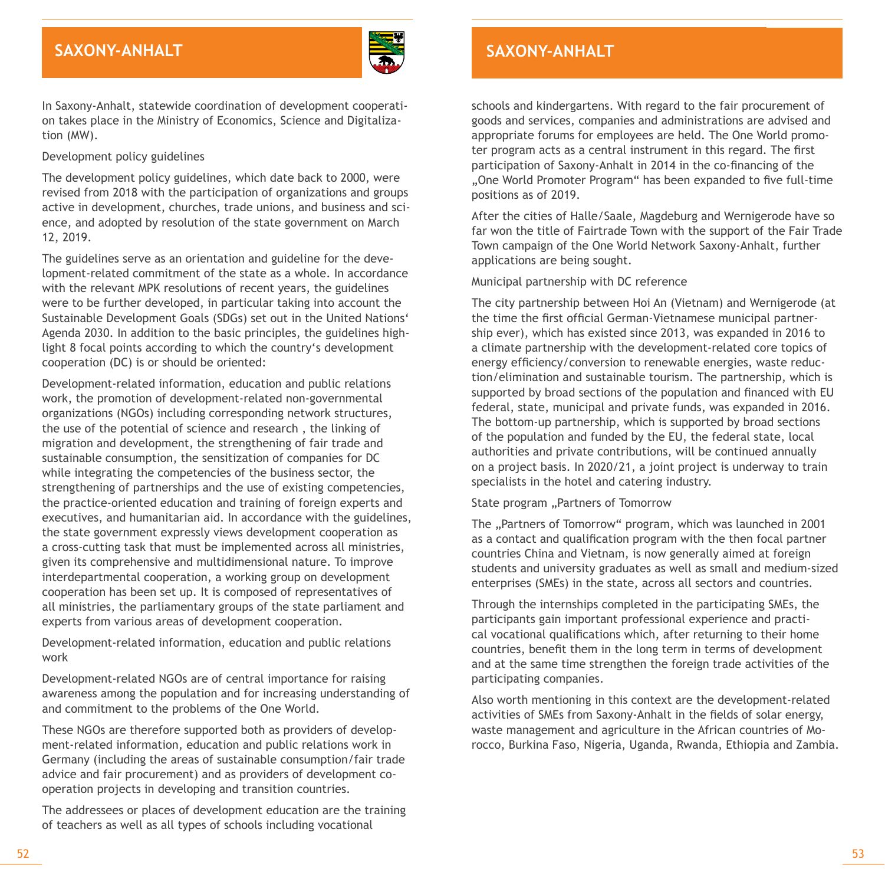# SAXONY-ANHALT

In Saxony-Anhalt, statewide coordination of development cooperation takes place in the Ministry of Economics, Science and Digitalization (MW).

## Development policy guidelines

The development policy guidelines, which date back to 2000, were revised from 2018 with the participation of organizations and groups active in development, churches, trade unions, and business and science, and adopted by resolution of the state government on March 12, 2019.

The guidelines serve as an orientation and guideline for the development-related commitment of the state as a whole. In accordance with the relevant MPK resolutions of recent years, the guidelines were to be further developed, in particular taking into account the Sustainable Development Goals (SDGs) set out in the United Nations' Agenda 2030. In addition to the basic principles, the guidelines highlight 8 focal points according to which the country's development cooperation (DC) is or should be oriented:

Development-related information, education and public relations work, the promotion of development-related non-governmental organizations (NGOs) including corresponding network structures, the use of the potential of science and research , the linking of migration and development, the strengthening of fair trade and sustainable consumption, the sensitization of companies for DC while integrating the competencies of the business sector, the strengthening of partnerships and the use of existing competencies, the practice-oriented education and training of foreign experts and executives, and humanitarian aid. In accordance with the guidelines, the state government expressly views development cooperation as a cross-cutting task that must be implemented across all ministries, given its comprehensive and multidimensional nature. To improve interdepartmental cooperation, a working group on development cooperation has been set up. It is composed of representatives of all ministries, the parliamentary groups of the state parliament and experts from various areas of development cooperation.

## Development-related information, education and public relations work

Development-related NGOs are of central importance for raising awareness among the population and for increasing understanding of and commitment to the problems of the One World.

These NGOs are therefore supported both as providers of development-related information, education and public relations work in Germany (including the areas of sustainable consumption/fair trade advice and fair procurement) and as providers of development cooperation projects in developing and transition countries.

The addressees or places of development education are the training of teachers as well as all types of schools including vocational schools and kindergartens. With regard to the fair procurement of goods and services, companies and administrations are advised and appropriate forums for employees are held. The One World promoter program acts as a central instrument in this regard. The first participation of Saxony-Anhalt in 2014 in the co-financing of the „One World Promoter Program" has been expanded to five full-time positions as of 2019.

After the cities of Halle/Saale, Magdeburg and Wernigerode have so far won the title of Fairtrade Town with the support of the Fair Trade Town campaign of the One World Network Saxony-Anhalt, further applications are being sought.

## Municipal partnership with DC reference

The city partnership between Hoi An (Vietnam) and Wernigerode (at the time the first official German-Vietnamese municipal partnership ever), which has existed since 2013, was expanded in 2016 to a climate partnership with the development-related core topics of energy efficiency/conversion to renewable energies, waste reduction/elimination and sustainable tourism. The partnership, which is supported by broad sections of the population and financed with EU federal, state, municipal and private funds, was expanded in 2016. The bottom-up partnership, which is supported by broad sections of the population and funded by the EU, the federal state, local authorities and private contributions, will be continued annually on a project basis. In 2020/21, a joint project is underway to train specialists in the hotel and catering industry.

## State program „Partners of Tomorrow

The „Partners of Tomorrow" program, which was launched in 2001 as a contact and qualification program with the then focal partner countries China and Vietnam, is now generally aimed at foreign students and university graduates as well as small and medium-sized enterprises (SMEs) in the state, across all sectors and countries.

Through the internships completed in the participating SMEs, the participants gain important professional experience and practical vocational qualifications which, after returning to their home countries, benefit them in the long term in terms of development and at the same time strengthen the foreign trade activities of the participating companies.

Also worth mentioning in this context are the development-related activities of SMEs from Saxony-Anhalt in the fields of solar energy, waste management and agriculture in the African countries of Morocco, Burkina Faso, Nigeria, Uganda, Rwanda, Ethiopia and Zambia.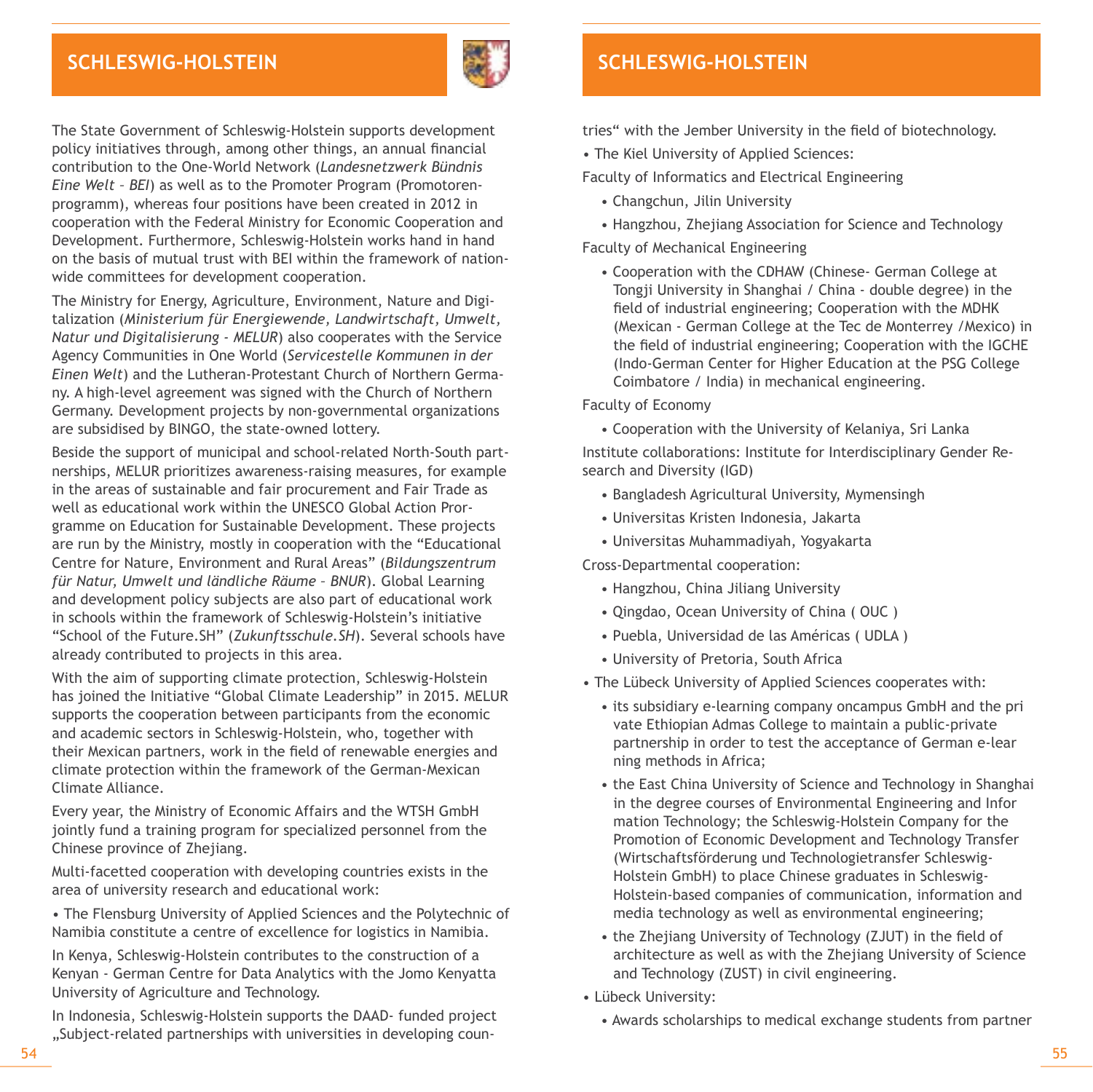## SCHLESWIG-HOLSTEIN

The State Government of Schleswig-Holstein supports development policy initiatives through, among other things, an annual financial contribution to the One-World Network (*Landesnetzwerk Bündnis Eine Welt – BEI*) as well as to the Promoter Program (Promotorenprogramm), whereas four positions have been created in 2012 in cooperation with the Federal Ministry for Economic Cooperation and Development. Furthermore, Schleswig-Holstein works hand in hand on the basis of mutual trust with BEI within the framework of nationwide committees for development cooperation.

The Ministry for Energy, Agriculture, Environment, Nature and Digitalization (*Ministerium für Energiewende, Landwirtschaft, Umwelt, Natur und Digitalisierung - MELUR*) also cooperates with the Service Agency Communities in One World (*Servicestelle Kommunen in der Einen Welt*) and the Lutheran-Protestant Church of Northern Germany. A high-level agreement was signed with the Church of Northern Germany. Development projects by non-governmental organizations are subsidised by BINGO, the state-owned lottery.

Beside the support of municipal and school-related North-South partnerships, MELUR prioritizes awareness-raising measures, for example in the areas of sustainable and fair procurement and Fair Trade as well as educational work within the UNESCO Global Action Prorgramme on Education for Sustainable Development. These projects are run by the Ministry, mostly in cooperation with the "Educational Centre for Nature, Environment and Rural Areas" (*Bildungszentrum für Natur, Umwelt und ländliche Räume – BNUR*). Global Learning and development policy subjects are also part of educational work in schools within the framework of Schleswig-Holstein's initiative "School of the Future.SH" (*Zukunftsschule.SH*). Several schools have already contributed to projects in this area.

With the aim of supporting climate protection, Schleswig-Holstein has joined the Initiative "Global Climate Leadership" in 2015. MELUR supports the cooperation between participants from the economic and academic sectors in Schleswig-Holstein, who, together with their Mexican partners, work in the field of renewable energies and climate protection within the framework of the German-Mexican Climate Alliance.

Every year, the Ministry of Economic Affairs and the WTSH GmbH jointly fund a training program for specialized personnel from the Chinese province of Zhejiang.

Multi-facetted cooperation with developing countries exists in the area of university research and educational work:

- The Flensburg University of Applied Sciences and the Polytechnic of Namibia constitute a centre of excellence for logistics in Namibia.

In Kenya, Schleswig-Holstein contributes to the construction of a Kenyan - German Centre for Data Analytics with the Jomo Kenyatta University of Agriculture and Technology.

In Indonesia, Schleswig-Holstein supports the DAAD- funded project „Subject-related partnerships with universities in developing countries" with the Jember University in the field of biotechnology.

- The Kiel University of Applied Sciences:

Faculty of Informatics and Electrical Engineering

  - Changchun, Jilin University
  - Hangzhou, Zhejiang Association for Science and Technology

Faculty of Mechanical Engineering

  - Cooperation with the CDHAW (Chinese- German College at Tongji University in Shanghai / China - double degree) in the field of industrial engineering; Cooperation with the MDHK (Mexican - German College at the Tec de Monterrey /Mexico) in the field of industrial engineering; Cooperation with the IGCHE (Indo-German Center for Higher Education at the PSG College Coimbatore / India) in mechanical engineering.

Faculty of Economy

  - Cooperation with the University of Kelaniya, Sri Lanka

Institute collaborations: Institute for Interdisciplinary Gender Research and Diversity (IGD)

  - Bangladesh Agricultural University, Mymensingh
  - Universitas Kristen Indonesia, Jakarta
  - Universitas Muhammadiyah, Yogyakarta

Cross-Departmental cooperation:

  - Hangzhou, China Jiliang University
  - Qingdao, Ocean University of China ( OUC )
  - Puebla, Universidad de las Américas ( UDLA )
  - University of Pretoria, South Africa

- The Lübeck University of Applied Sciences cooperates with:
  - its subsidiary e-learning company oncampus GmbH and the private Ethiopian Admas College to maintain a public-private partnership in order to test the acceptance of German e-learning methods in Africa;
  - the East China University of Science and Technology in Shanghai in the degree courses of Environmental Engineering and Information Technology; the Schleswig-Holstein Company for the Promotion of Economic Development and Technology Transfer (Wirtschaftsförderung und Technologietransfer Schleswig-Holstein GmbH) to place Chinese graduates in Schleswig-Holstein-based companies of communication, information and media technology as well as environmental engineering;
  - the Zhejiang University of Technology (ZJUT) in the field of architecture as well as with the Zhejiang University of Science and Technology (ZUST) in civil engineering.
- Lübeck University:
  - Awards scholarships to medical exchange students from partner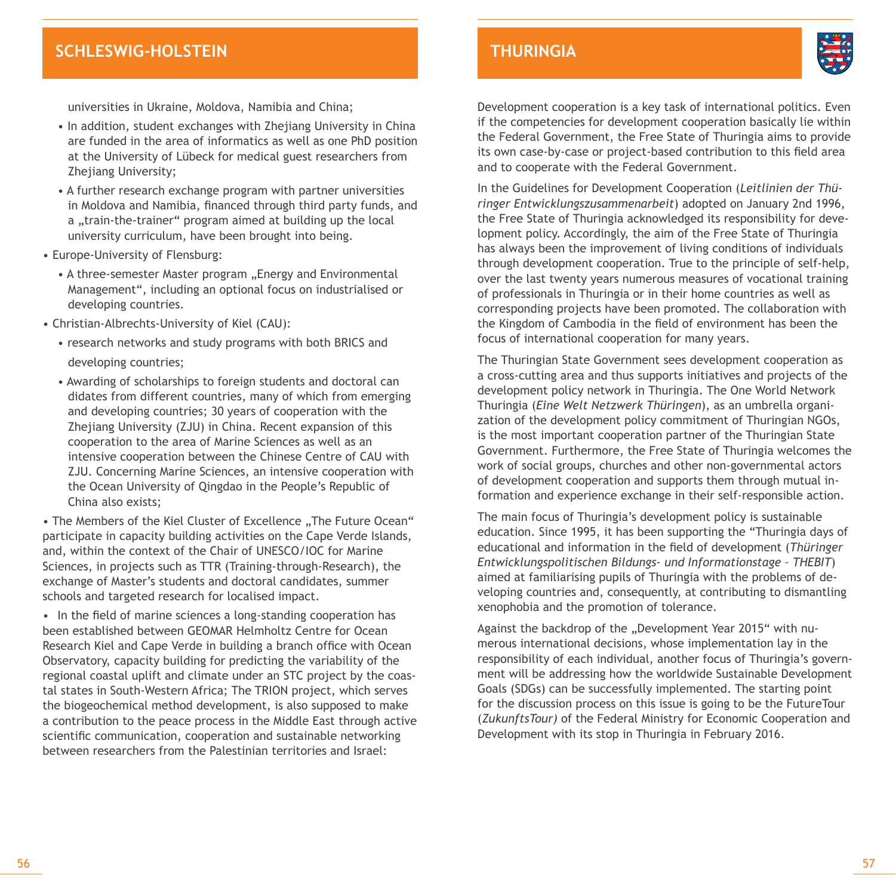## SCHLESWIG-HOLSTEIN

universities in Ukraine, Moldova, Namibia and China;

- In addition, student exchanges with Zhejiang University in China are funded in the area of informatics as well as one PhD position at the University of Lübeck for medical guest researchers from Zhejiang University;
- A further research exchange program with partner universities in Moldova and Namibia, financed through third party funds, and a „train-the-trainer" program aimed at building up the local university curriculum, have been brought into being.

- Europe-University of Flensburg:
  - A three-semester Master program „Energy and Environmental Management", including an optional focus on industrialised or developing countries.
- Christian-Albrechts-University of Kiel (CAU):
  - research networks and study programs with both BRICS and developing countries;
  - Awarding of scholarships to foreign students and doctoral candidates from different countries, many of which from emerging and developing countries; 30 years of cooperation with the Zhejiang University (ZJU) in China. Recent expansion of this cooperation to the area of Marine Sciences as well as an intensive cooperation between the Chinese Centre of CAU with ZJU. Concerning Marine Sciences, an intensive cooperation with the Ocean University of Qingdao in the People's Republic of China also exists;

• The Members of the Kiel Cluster of Excellence „The Future Ocean" participate in capacity building activities on the Cape Verde Islands, and, within the context of the Chair of UNESCO/IOC for Marine Sciences, in projects such as TTR (Training-through-Research), the exchange of Master's students and doctoral candidates, summer schools and targeted research for localised impact.

• In the field of marine sciences a long-standing cooperation has been established between GEOMAR Helmholtz Centre for Ocean Research Kiel and Cape Verde in building a branch office with Ocean Observatory, capacity building for predicting the variability of the regional coastal uplift and climate under an STC project by the coastal states in South-Western Africa; The TRION project, which serves the biogeochemical method development, is also supposed to make a contribution to the peace process in the Middle East through active scientific communication, cooperation and sustainable networking between researchers from the Palestinian territories and Israel:

## THURINGIA

Development cooperation is a key task of international politics. Even if the competencies for development cooperation basically lie within the Federal Government, the Free State of Thuringia aims to provide its own case-by-case or project-based contribution to this field area and to cooperate with the Federal Government.

In the Guidelines for Development Cooperation (*Leitlinien der Thüringer Entwicklungszusammenarbeit*) adopted on January 2nd 1996, the Free State of Thuringia acknowledged its responsibility for development policy. Accordingly, the aim of the Free State of Thuringia has always been the improvement of living conditions of individuals through development cooperation. True to the principle of self-help, over the last twenty years numerous measures of vocational training of professionals in Thuringia or in their home countries as well as corresponding projects have been promoted. The collaboration with the Kingdom of Cambodia in the field of environment has been the focus of international cooperation for many years.

The Thuringian State Government sees development cooperation as a cross-cutting area and thus supports initiatives and projects of the development policy network in Thuringia. The One World Network Thuringia (*Eine Welt Netzwerk Thüringen*), as an umbrella organization of the development policy commitment of Thuringian NGOs, is the most important cooperation partner of the Thuringian State Government. Furthermore, the Free State of Thuringia welcomes the work of social groups, churches and other non-governmental actors of development cooperation and supports them through mutual information and experience exchange in their self-responsible action.

The main focus of Thuringia's development policy is sustainable education. Since 1995, it has been supporting the "Thuringia days of educational and information in the field of development (*Thüringer Entwicklungspolitischen Bildungs- und Informationstage – THEBIT*) aimed at familiarising pupils of Thuringia with the problems of developing countries and, consequently, at contributing to dismantling xenophobia and the promotion of tolerance.

Against the backdrop of the „Development Year 2015" with numerous international decisions, whose implementation lay in the responsibility of each individual, another focus of Thuringia's government will be addressing how the worldwide Sustainable Development Goals (SDGs) can be successfully implemented. The starting point for the discussion process on this issue is going to be the FutureTour (*ZukunftsTour)* of the Federal Ministry for Economic Cooperation and Development with its stop in Thuringia in February 2016.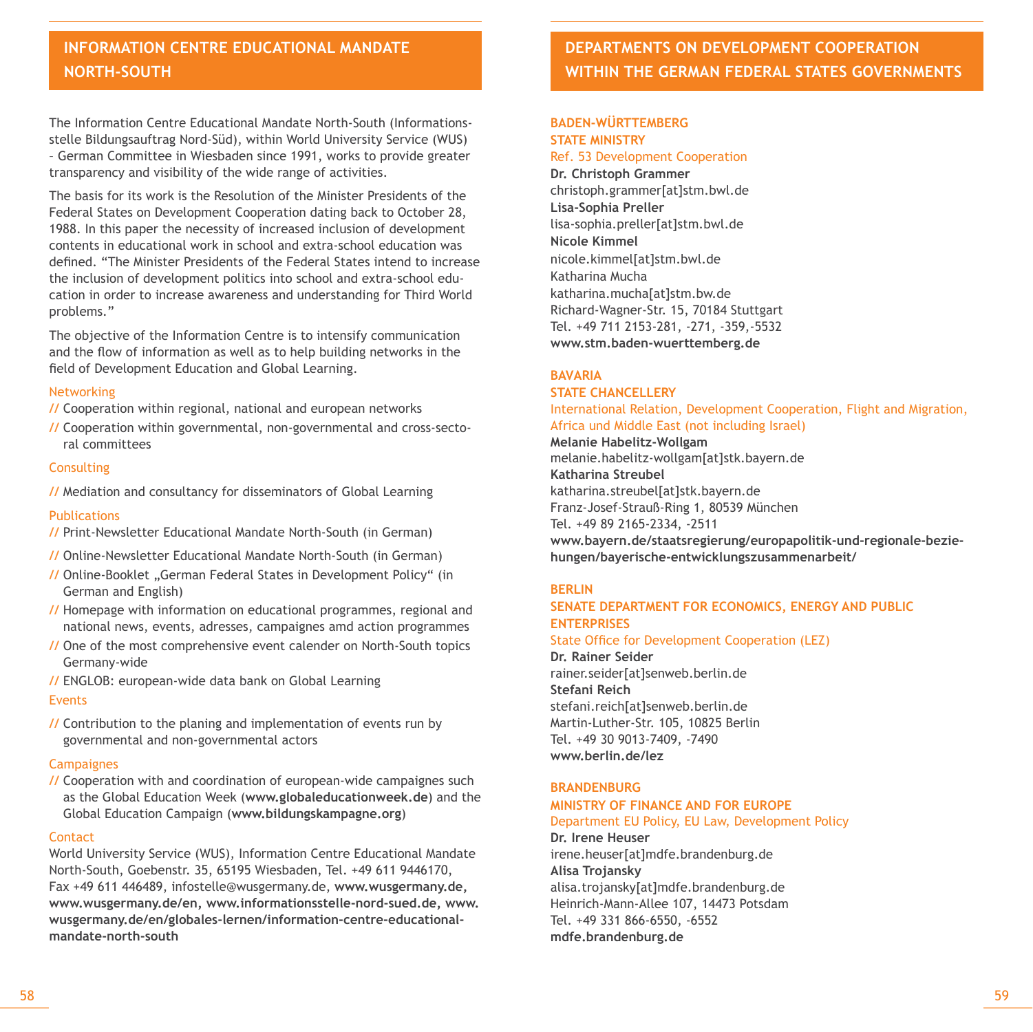## INFORMATION CENTRE EDUCATIONAL MANDATE NORTH-SOUTH

The Information Centre Educational Mandate North-South (Informationsstelle Bildungsauftrag Nord-Süd), within World University Service (WUS) – German Committee in Wiesbaden since 1991, works to provide greater transparency and visibility of the wide range of activities.

The basis for its work is the Resolution of the Minister Presidents of the Federal States on Development Cooperation dating back to October 28, 1988. In this paper the necessity of increased inclusion of development contents in educational work in school and extra-school education was defined. "The Minister Presidents of the Federal States intend to increase the inclusion of development politics into school and extra-school education in order to increase awareness and understanding for Third World problems."

The objective of the Information Centre is to intensify communication and the flow of information as well as to help building networks in the field of Development Education and Global Learning.

Networking

- // Cooperation within regional, national and european networks
- // Cooperation within governmental, non-governmental and cross-sectoral committees

Consulting

- // Mediation and consultancy for disseminators of Global Learning

Publications

- // Print-Newsletter Educational Mandate North-South (in German)
- // Online-Newsletter Educational Mandate North-South (in German)
- // Online-Booklet „German Federal States in Development Policy" (in German and English)
- // Homepage with information on educational programmes, regional and national news, events, adresses, campaignes amd action programmes
- // One of the most comprehensive event calender on North-South topics Germany-wide
- // ENGLOB: european-wide data bank on Global Learning

Events

- // Contribution to the planing and implementation of events run by governmental and non-governmental actors

Campaignes

- // Cooperation with and coordination of european-wide campaignes such as the Global Education Week (**www.globaleducationweek.de**) and the Global Education Campaign (**www.bildungskampagne.org**)

Contact

World University Service (WUS), Information Centre Educational Mandate North-South, Goebenstr. 35, 65195 Wiesbaden, Tel. +49 611 9446170, Fax +49 611 446489, infostelle@wusgermany.de, **www.wusgermany.de, www.wusgermany.de/en, www.informationsstelle-nord-sued.de, www.wusgermany.de/en/globales-lernen/information-centre-educational-mandate-north-south**

## DEPARTMENTS ON DEVELOPMENT COOPERATION WITHIN THE GERMAN FEDERAL STATES GOVERNMENTS

### BADEN-WÜRTTEMBERG
### STATE MINISTRY

Ref. 53 Development Cooperation

**Dr. Christoph Grammer**
christoph.grammer[at]stm.bwl.de
**Lisa-Sophia Preller**
lisa-sophia.preller[at]stm.bwl.de
**Nicole Kimmel**
nicole.kimmel[at]stm.bwl.de
Katharina Mucha
katharina.mucha[at]stm.bw.de
Richard-Wagner-Str. 15, 70184 Stuttgart
Tel. +49 711 2153-281, -271, -359,-5532
**www.stm.baden-wuerttemberg.de**

### BAVARIA
### STATE CHANCELLERY

International Relation, Development Cooperation, Flight and Migration, Africa und Middle East (not including Israel)

**Melanie Habelitz-Wollgam**
melanie.habelitz-wollgam[at]stk.bayern.de
**Katharina Streubel**
katharina.streubel[at]stk.bayern.de
Franz-Josef-Strauß-Ring 1, 80539 München
Tel. +49 89 2165-2334, -2511
**www.bayern.de/staatsregierung/europapolitik-und-regionale-beziehungen/bayerische-entwicklungszusammenarbeit/**

### BERLIN
### SENATE DEPARTMENT FOR ECONOMICS, ENERGY AND PUBLIC ENTERPRISES

State Office for Development Cooperation (LEZ)

**Dr. Rainer Seider**
rainer.seider[at]senweb.berlin.de
**Stefani Reich**
stefani.reich[at]senweb.berlin.de
Martin-Luther-Str. 105, 10825 Berlin
Tel. +49 30 9013-7409, -7490
**www.berlin.de/lez**

### BRANDENBURG
### MINISTRY OF FINANCE AND FOR EUROPE

Department EU Policy, EU Law, Development Policy

**Dr. Irene Heuser**
irene.heuser[at]mdfe.brandenburg.de
**Alisa Trojansky**
alisa.trojansky[at]mdfe.brandenburg.de
Heinrich-Mann-Allee 107, 14473 Potsdam
Tel. +49 331 866-6550, -6552
**mdfe.brandenburg.de**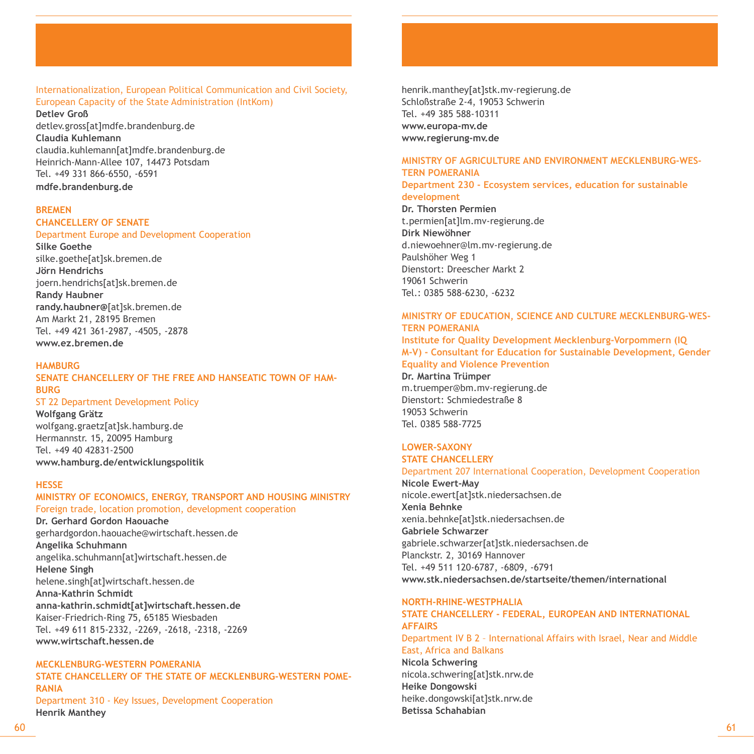Internationalization, European Political Communication and Civil Society, European Capacity of the State Administration (IntKom)

**Detlev Groß**
detlev.gross[at]mdfe.brandenburg.de
**Claudia Kuhlemann**
claudia.kuhlemann[at]mdfe.brandenburg.de
Heinrich-Mann-Allee 107, 14473 Potsdam
Tel. +49 331 866-6550, -6591
**mdfe.brandenburg.de**

## BREMEN

### CHANCELLERY OF SENATE

Department Europe and Development Cooperation

**Silke Goethe**
silke.goethe[at]sk.bremen.de
**Jörn Hendrichs**
joern.hendrichs[at]sk.bremen.de
**Randy Haubner**
**randy.haubner@**[at]sk.bremen.de
Am Markt 21, 28195 Bremen
Tel. +49 421 361-2987, -4505, -2878
**www.ez.bremen.de**

## HAMBURG

### SENATE CHANCELLERY OF THE FREE AND HANSEATIC TOWN OF HAMBURG

ST 22 Department Development Policy

**Wolfgang Grätz**
wolfgang.graetz[at]sk.hamburg.de
Hermannstr. 15, 20095 Hamburg
Tel. +49 40 42831-2500
**www.hamburg.de/entwicklungspolitik**

## HESSE

### MINISTRY OF ECONOMICS, ENERGY, TRANSPORT AND HOUSING MINISTRY

Foreign trade, location promotion, development cooperation

**Dr. Gerhard Gordon Haouache**
gerhardgordon.haouache@wirtschaft.hessen.de
**Angelika Schuhmann**
angelika.schuhmann[at]wirtschaft.hessen.de
**Helene Singh**
helene.singh[at]wirtschaft.hessen.de
**Anna-Kathrin Schmidt**
**anna-kathrin.schmidt[at]wirtschaft.hessen.de**
Kaiser-Friedrich-Ring 75, 65185 Wiesbaden
Tel. +49 611 815-2332, -2269, -2618, -2318, -2269
**www.wirtschaft.hessen.de**

## MECKLENBURG-WESTERN POMERANIA

### STATE CHANCELLERY OF THE STATE OF MECKLENBURG-WESTERN POMERANIA

Department 310 - Key Issues, Development Cooperation

**Henrik Manthey**
henrik.manthey[at]stk.mv-regierung.de
Schloßstraße 2-4, 19053 Schwerin
Tel. +49 385 588-10311
**www.europa-mv.de**
**www.regierung-mv.de**

### MINISTRY OF AGRICULTURE AND ENVIRONMENT MECKLENBURG-WESTERN POMERANIA

**Department 230 - Ecosystem services, education for sustainable development**

**Dr. Thorsten Permien**
t.permien[at]lm.mv-regierung.de
**Dirk Niewöhner**
d.niewoehner@lm.mv-regierung.de
Paulshöher Weg 1
Dienstort: Dreescher Markt 2
19061 Schwerin
Tel.: 0385 588-6230, -6232

### MINISTRY OF EDUCATION, SCIENCE AND CULTURE MECKLENBURG-WESTERN POMERANIA

**Institute for Quality Development Mecklenburg-Vorpommern (IQ M-V) - Consultant for Education for Sustainable Development, Gender Equality and Violence Prevention**

**Dr. Martina Trümper**
m.truemper@bm.mv-regierung.de
Dienstort: Schmiedestraße 8
19053 Schwerin
Tel. 0385 588-7725

## LOWER-SAXONY

### STATE CHANCELLERY

Department 207 International Cooperation, Development Cooperation

**Nicole Ewert-May**
nicole.ewert[at]stk.niedersachsen.de
**Xenia Behnke**
xenia.behnke[at]stk.niedersachsen.de
**Gabriele Schwarzer**
gabriele.schwarzer[at]stk.niedersachsen.de
Planckstr. 2, 30169 Hannover
Tel. +49 511 120-6787, -6809, -6791
**www.stk.niedersachsen.de/startseite/themen/international**

## NORTH-RHINE-WESTPHALIA

### STATE CHANCELLERY - FEDERAL, EUROPEAN AND INTERNATIONAL AFFAIRS

Department IV B 2 – International Affairs with Israel, Near and Middle East, Africa and Balkans

**Nicola Schwering**
nicola.schwering[at]stk.nrw.de
**Heike Dongowski**
heike.dongowski[at]stk.nrw.de
**Betissa Schahabian**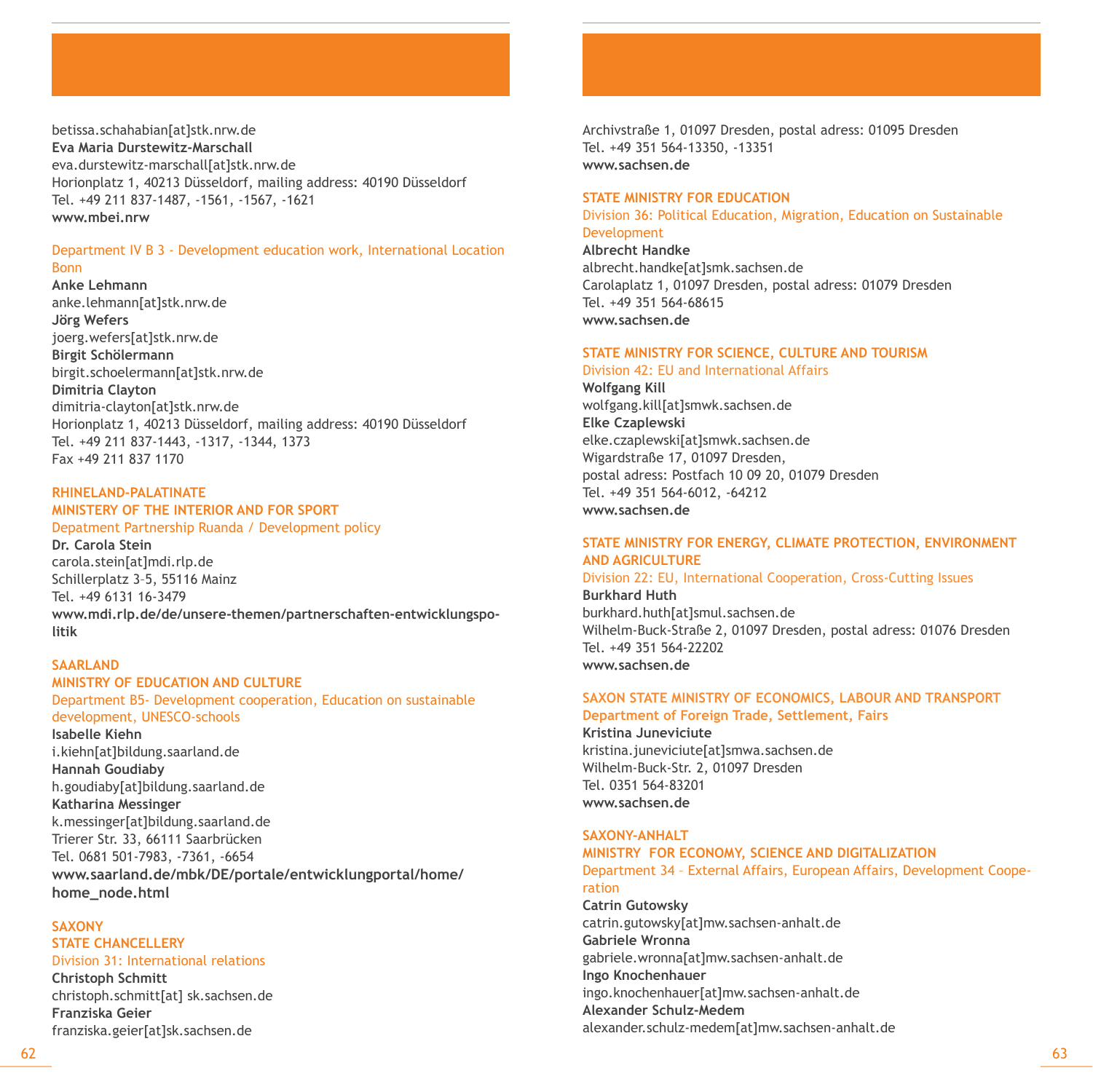betissa.schahabian[at]stk.nrw.de
**Eva Maria Durstewitz-Marschall**
eva.durstewitz-marschall[at]stk.nrw.de
Horionplatz 1, 40213 Düsseldorf, mailing address: 40190 Düsseldorf
Tel. +49 211 837-1487, -1561, -1567, -1621
**www.mbei.nrw**

Department IV B 3 - Development education work, International Location Bonn
**Anke Lehmann**
anke.lehmann[at]stk.nrw.de
**Jörg Wefers**
joerg.wefers[at]stk.nrw.de
**Birgit Schölermann**
birgit.schoelermann[at]stk.nrw.de
**Dimitria Clayton**
dimitria-clayton[at]stk.nrw.de
Horionplatz 1, 40213 Düsseldorf, mailing address: 40190 Düsseldorf
Tel. +49 211 837-1443, -1317, -1344, 1373
Fax +49 211 837 1170

## RHINELAND-PALATINATE

### MINISTRY OF THE INTERIOR AND FOR SPORT

Depatment Partnership Ruanda / Development policy
**Dr. Carola Stein**
carola.stein[at]mdi.rlp.de
Schillerplatz 3–5, 55116 Mainz
Tel. +49 6131 16-3479
**www.mdi.rlp.de/de/unsere-themen/partnerschaften-entwicklungspolitik**

## SAARLAND

### MINISTRY OF EDUCATION AND CULTURE

Department B5- Development cooperation, Education on sustainable development, UNESCO-schools
**Isabelle Kiehn**
i.kiehn[at]bildung.saarland.de
**Hannah Goudiaby**
h.goudiaby[at]bildung.saarland.de
**Katharina Messinger**
k.messinger[at]bildung.saarland.de
Trierer Str. 33, 66111 Saarbrücken
Tel. 0681 501-7983, -7361, -6654
**www.saarland.de/mbk/DE/portale/entwicklungportal/home/home_node.html**

## SAXONY

### STATE CHANCELLERY

Division 31: International relations
**Christoph Schmitt**
christoph.schmitt[at] sk.sachsen.de
**Franziska Geier**
franziska.geier[at]sk.sachsen.de
Archivstraße 1, 01097 Dresden, postal adress: 01095 Dresden
Tel. +49 351 564-13350, -13351
**www.sachsen.de**

### STATE MINISTRY FOR EDUCATION

Division 36: Political Education, Migration, Education on Sustainable Development
**Albrecht Handke**
albrecht.handke[at]smk.sachsen.de
Carolaplatz 1, 01097 Dresden, postal adress: 01079 Dresden
Tel. +49 351 564-68615
**www.sachsen.de**

### STATE MINISTRY FOR SCIENCE, CULTURE AND TOURISM

Division 42: EU and International Affairs
**Wolfgang Kill**
wolfgang.kill[at]smwk.sachsen.de
**Elke Czaplewski**
elke.czaplewski[at]smwk.sachsen.de
Wigardstraße 17, 01097 Dresden,
postal adress: Postfach 10 09 20, 01079 Dresden
Tel. +49 351 564-6012, -64212
**www.sachsen.de**

### STATE MINISTRY FOR ENERGY, CLIMATE PROTECTION, ENVIRONMENT AND AGRICULTURE

Division 22: EU, International Cooperation, Cross-Cutting Issues
**Burkhard Huth**
burkhard.huth[at]smul.sachsen.de
Wilhelm-Buck-Straße 2, 01097 Dresden, postal adress: 01076 Dresden
Tel. +49 351 564-22202
**www.sachsen.de**

### SAXON STATE MINISTRY OF ECONOMICS, LABOUR AND TRANSPORT

**Department of Foreign Trade, Settlement, Fairs**
**Kristina Juneviciute**
kristina.juneviciute[at]smwa.sachsen.de
Wilhelm-Buck-Str. 2, 01097 Dresden
Tel. 0351 564-83201
**www.sachsen.de**

## SAXONY-ANHALT

### MINISTRY FOR ECONOMY, SCIENCE AND DIGITALIZATION

Department 34 – External Affairs, European Affairs, Development Cooperation
**Catrin Gutowsky**
catrin.gutowsky[at]mw.sachsen-anhalt.de
**Gabriele Wronna**
gabriele.wronna[at]mw.sachsen-anhalt.de
**Ingo Knochenhauer**
ingo.knochenhauer[at]mw.sachsen-anhalt.de
**Alexander Schulz-Medem**
alexander.schulz-medem[at]mw.sachsen-anhalt.de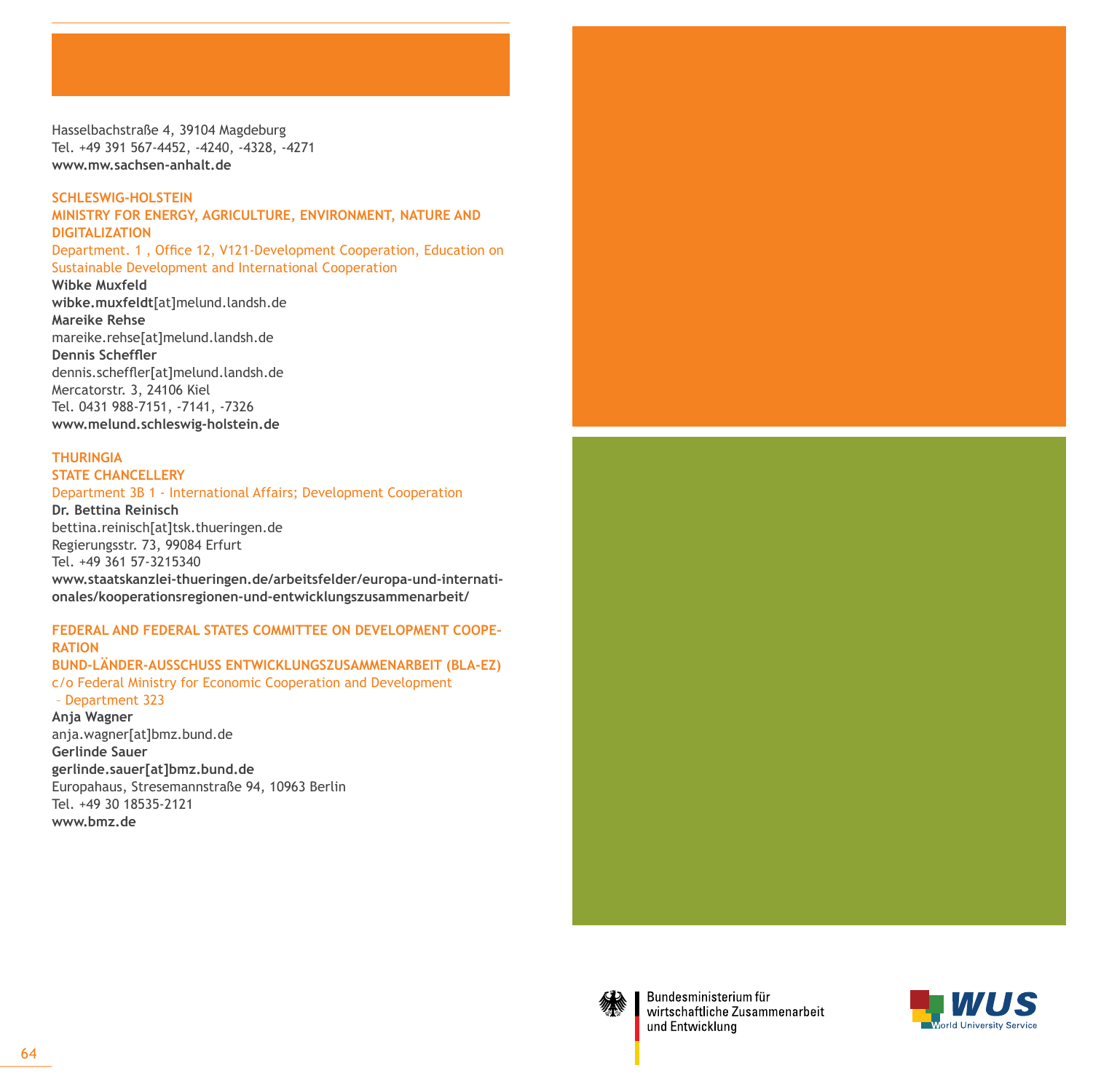Hasselbachstraße 4, 39104 Magdeburg
Tel. +49 391 567-4452, -4240, -4328, -4271
**www.mw.sachsen-anhalt.de**

### SCHLESWIG-HOLSTEIN
### MINISTRY FOR ENERGY, AGRICULTURE, ENVIRONMENT, NATURE AND DIGITALIZATION

Department. 1 , Office 12, V121-Development Cooperation, Education on Sustainable Development and International Cooperation

**Wibke Muxfeld**
**wibke.muxfeldt**[at]melund.landsh.de
**Mareike Rehse**
mareike.rehse[at]melund.landsh.de
**Dennis Scheffler**
dennis.scheffler[at]melund.landsh.de
Mercatorstr. 3, 24106 Kiel
Tel. 0431 988-7151, -7141, -7326
**www.melund.schleswig-holstein.de**

### THURINGIA
### STATE CHANCELLERY

Department 3B 1 - International Affairs; Development Cooperation

**Dr. Bettina Reinisch**
bettina.reinisch[at]tsk.thueringen.de
Regierungsstr. 73, 99084 Erfurt
Tel. +49 361 57-3215340
**www.staatskanzlei-thueringen.de/arbeitsfelder/europa-und-internationales/kooperationsregionen-und-entwicklungszusammenarbeit/**

### FEDERAL AND FEDERAL STATES COMMITTEE ON DEVELOPMENT COOPERATION
### BUND-LÄNDER-AUSSCHUSS ENTWICKLUNGSZUSAMMENARBEIT (BLA-EZ)

c/o Federal Ministry for Economic Cooperation and Development – Department 323

**Anja Wagner**
anja.wagner[at]bmz.bund.de
**Gerlinde Sauer**
**gerlinde.sauer[at]bmz.bund.de**
Europahaus, Stresemannstraße 94, 10963 Berlin
Tel. +49 30 18535-2121
**www.bmz.de**

Bundesministerium für wirtschaftliche Zusammenarbeit und Entwicklung

WUS World University Service